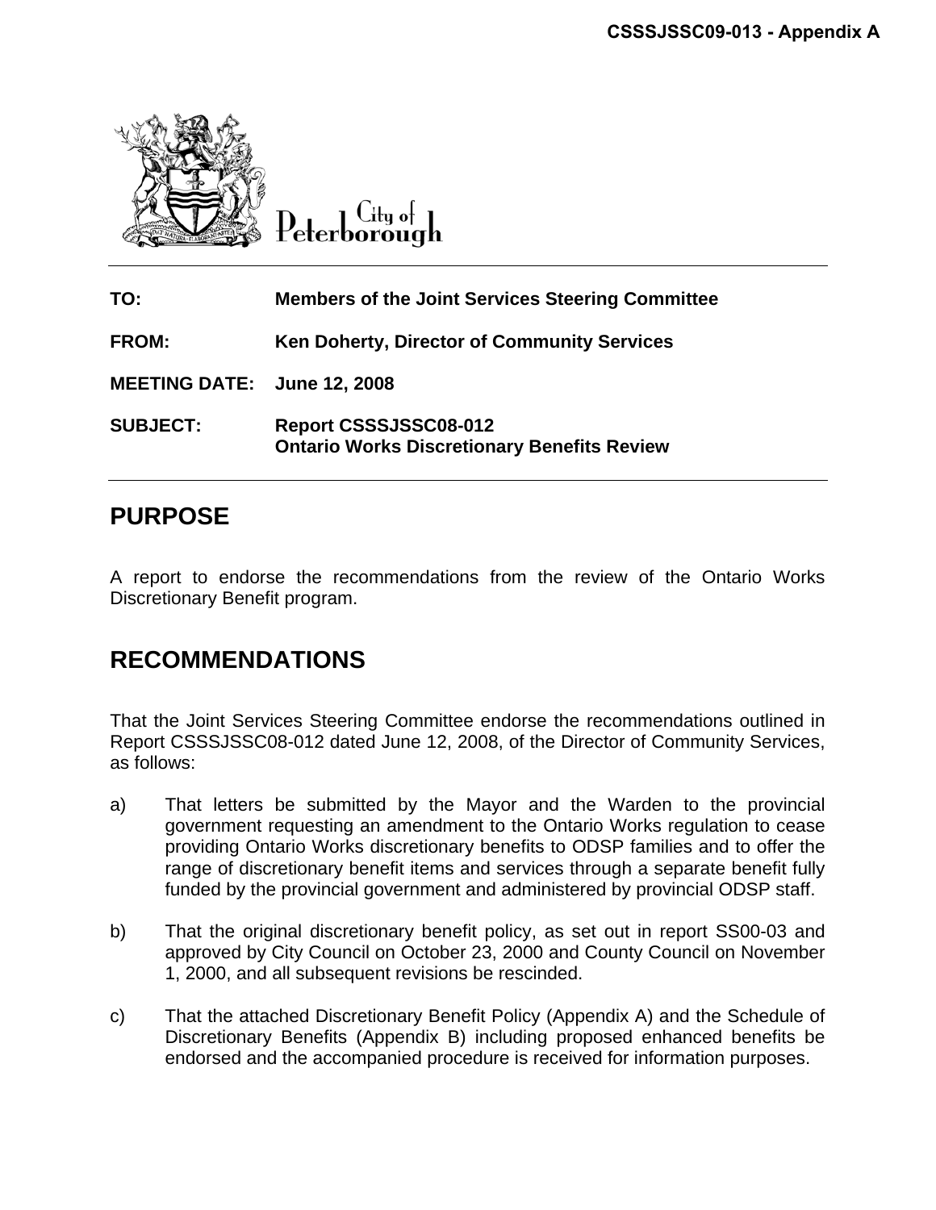CSSSJSSC09-013 - Appendix A

City of Peterborough

| | |
|---|---|
| **TO:** | **Members of the Joint Services Steering Committee** |
| **FROM:** | **Ken Doherty, Director of Community Services** |
| **MEETING DATE:** | **June 12, 2008** |
| **SUBJECT:** | **Report CSSSJSSC08-012**<br>**Ontario Works Discretionary Benefits Review** |

## PURPOSE

A report to endorse the recommendations from the review of the Ontario Works Discretionary Benefit program.

## RECOMMENDATIONS

That the Joint Services Steering Committee endorse the recommendations outlined in Report CSSSJSSC08-012 dated June 12, 2008, of the Director of Community Services, as follows:

a) That letters be submitted by the Mayor and the Warden to the provincial government requesting an amendment to the Ontario Works regulation to cease providing Ontario Works discretionary benefits to ODSP families and to offer the range of discretionary benefit items and services through a separate benefit fully funded by the provincial government and administered by provincial ODSP staff.

b) That the original discretionary benefit policy, as set out in report SS00-03 and approved by City Council on October 23, 2000 and County Council on November 1, 2000, and all subsequent revisions be rescinded.

c) That the attached Discretionary Benefit Policy (Appendix A) and the Schedule of Discretionary Benefits (Appendix B) including proposed enhanced benefits be endorsed and the accompanied procedure is received for information purposes.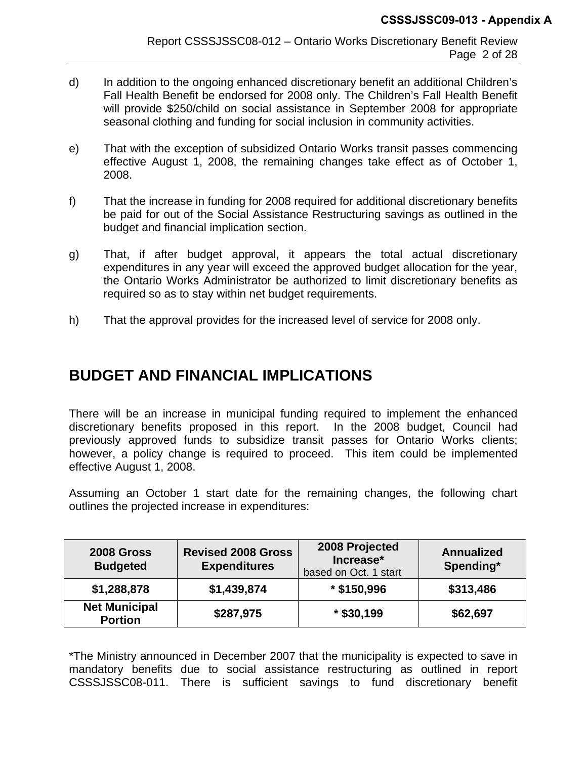d) In addition to the ongoing enhanced discretionary benefit an additional Children's Fall Health Benefit be endorsed for 2008 only. The Children's Fall Health Benefit will provide $250/child on social assistance in September 2008 for appropriate seasonal clothing and funding for social inclusion in community activities.

e) That with the exception of subsidized Ontario Works transit passes commencing effective August 1, 2008, the remaining changes take effect as of October 1, 2008.

f) That the increase in funding for 2008 required for additional discretionary benefits be paid for out of the Social Assistance Restructuring savings as outlined in the budget and financial implication section.

g) That, if after budget approval, it appears the total actual discretionary expenditures in any year will exceed the approved budget allocation for the year, the Ontario Works Administrator be authorized to limit discretionary benefits as required so as to stay within net budget requirements.

h) That the approval provides for the increased level of service for 2008 only.

## BUDGET AND FINANCIAL IMPLICATIONS

There will be an increase in municipal funding required to implement the enhanced discretionary benefits proposed in this report. In the 2008 budget, Council had previously approved funds to subsidize transit passes for Ontario Works clients; however, a policy change is required to proceed. This item could be implemented effective August 1, 2008.

Assuming an October 1 start date for the remaining changes, the following chart outlines the projected increase in expenditures:

| 2008 Gross Budgeted | Revised 2008 Gross Expenditures | 2008 Projected Increase* based on Oct. 1 start | Annualized Spending* |
|---|---|---|---|
| $1,288,878 | $1,439,874 | * $150,996 | $313,486 |
| Net Municipal Portion | $287,975 | * $30,199 | $62,697 |

*The Ministry announced in December 2007 that the municipality is expected to save in mandatory benefits due to social assistance restructuring as outlined in report CSSSJSSC08-011. There is sufficient savings to fund discretionary benefit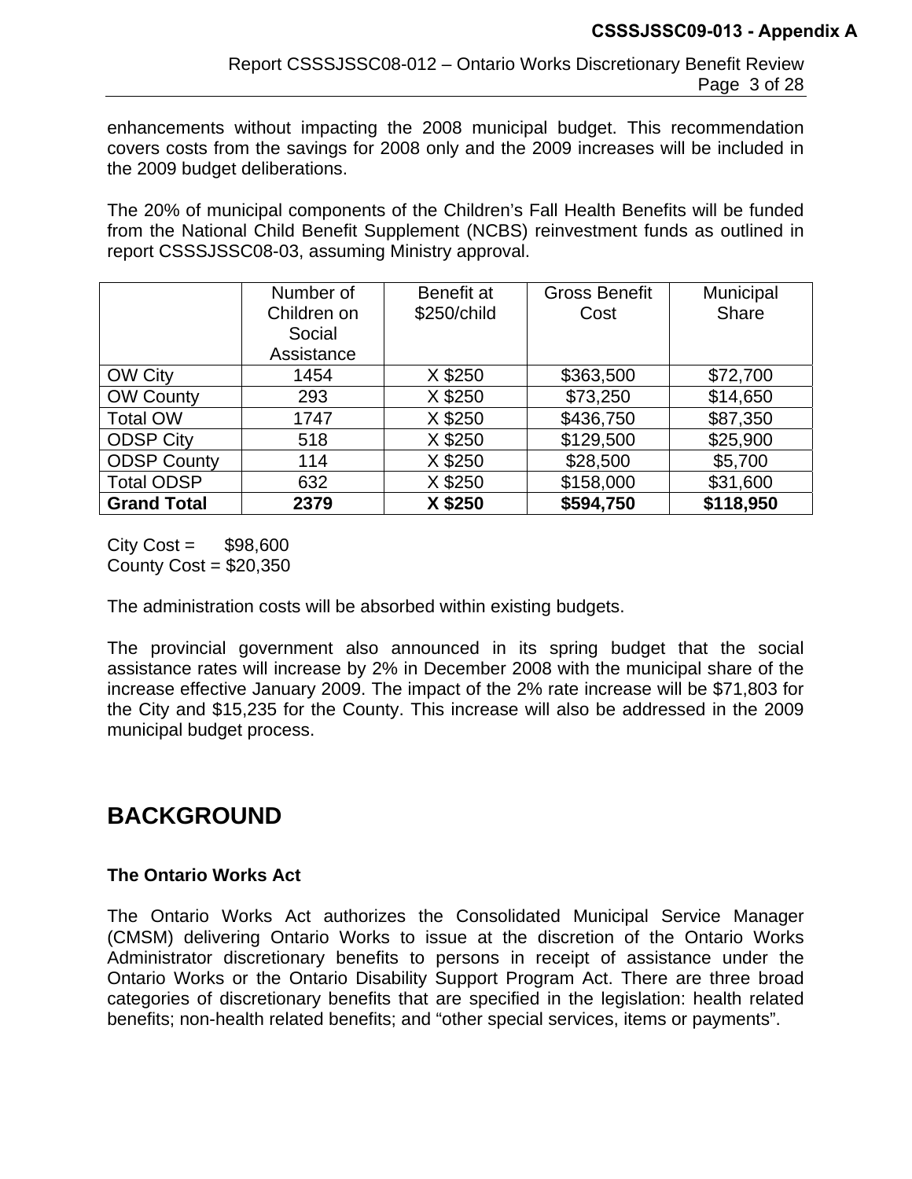enhancements without impacting the 2008 municipal budget. This recommendation covers costs from the savings for 2008 only and the 2009 increases will be included in the 2009 budget deliberations.

The 20% of municipal components of the Children's Fall Health Benefits will be funded from the National Child Benefit Supplement (NCBS) reinvestment funds as outlined in report CSSSJSSC08-03, assuming Ministry approval.

| | Number of Children on Social Assistance | Benefit at $250/child | Gross Benefit Cost | Municipal Share |
|---|---|---|---|---|
| OW City | 1454 | X $250 | $363,500 | $72,700 |
| OW County | 293 | X $250 | $73,250 | $14,650 |
| Total OW | 1747 | X $250 | $436,750 | $87,350 |
| ODSP City | 518 | X $250 | $129,500 | $25,900 |
| ODSP County | 114 | X $250 | $28,500 | $5,700 |
| Total ODSP | 632 | X $250 | $158,000 | $31,600 |
| **Grand Total** | **2379** | **X $250** | **$594,750** | **$118,950** |

City Cost = $98,600
County Cost = $20,350

The administration costs will be absorbed within existing budgets.

The provincial government also announced in its spring budget that the social assistance rates will increase by 2% in December 2008 with the municipal share of the increase effective January 2009. The impact of the 2% rate increase will be $71,803 for the City and $15,235 for the County. This increase will also be addressed in the 2009 municipal budget process.

## BACKGROUND

### The Ontario Works Act

The Ontario Works Act authorizes the Consolidated Municipal Service Manager (CMSM) delivering Ontario Works to issue at the discretion of the Ontario Works Administrator discretionary benefits to persons in receipt of assistance under the Ontario Works or the Ontario Disability Support Program Act. There are three broad categories of discretionary benefits that are specified in the legislation: health related benefits; non-health related benefits; and "other special services, items or payments".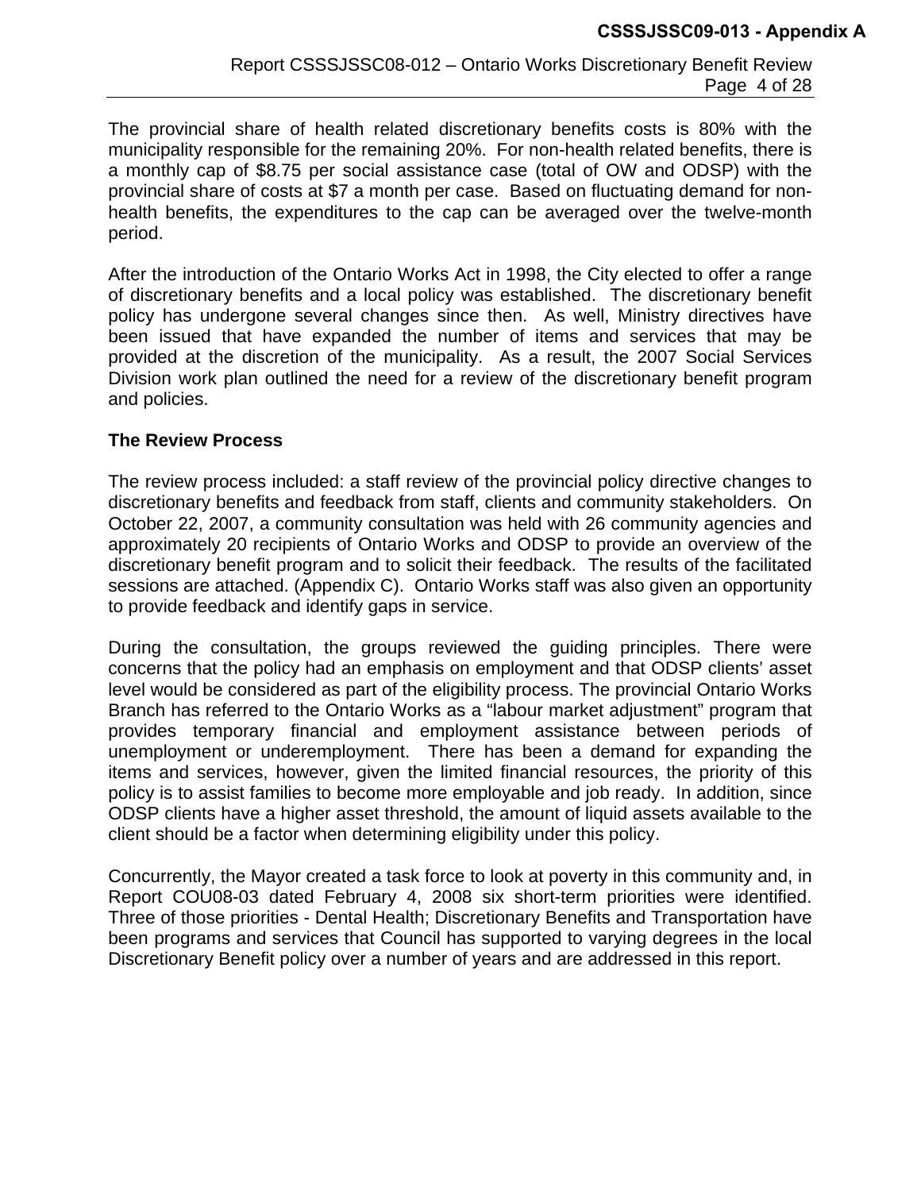The provincial share of health related discretionary benefits costs is 80% with the municipality responsible for the remaining 20%. For non-health related benefits, there is a monthly cap of $8.75 per social assistance case (total of OW and ODSP) with the provincial share of costs at $7 a month per case. Based on fluctuating demand for non-health benefits, the expenditures to the cap can be averaged over the twelve-month period.

After the introduction of the Ontario Works Act in 1998, the City elected to offer a range of discretionary benefits and a local policy was established. The discretionary benefit policy has undergone several changes since then. As well, Ministry directives have been issued that have expanded the number of items and services that may be provided at the discretion of the municipality. As a result, the 2007 Social Services Division work plan outlined the need for a review of the discretionary benefit program and policies.

**The Review Process**

The review process included: a staff review of the provincial policy directive changes to discretionary benefits and feedback from staff, clients and community stakeholders. On October 22, 2007, a community consultation was held with 26 community agencies and approximately 20 recipients of Ontario Works and ODSP to provide an overview of the discretionary benefit program and to solicit their feedback. The results of the facilitated sessions are attached. (Appendix C). Ontario Works staff was also given an opportunity to provide feedback and identify gaps in service.

During the consultation, the groups reviewed the guiding principles. There were concerns that the policy had an emphasis on employment and that ODSP clients' asset level would be considered as part of the eligibility process. The provincial Ontario Works Branch has referred to the Ontario Works as a "labour market adjustment" program that provides temporary financial and employment assistance between periods of unemployment or underemployment. There has been a demand for expanding the items and services, however, given the limited financial resources, the priority of this policy is to assist families to become more employable and job ready. In addition, since ODSP clients have a higher asset threshold, the amount of liquid assets available to the client should be a factor when determining eligibility under this policy.

Concurrently, the Mayor created a task force to look at poverty in this community and, in Report COU08-03 dated February 4, 2008 six short-term priorities were identified. Three of those priorities - Dental Health; Discretionary Benefits and Transportation have been programs and services that Council has supported to varying degrees in the local Discretionary Benefit policy over a number of years and are addressed in this report.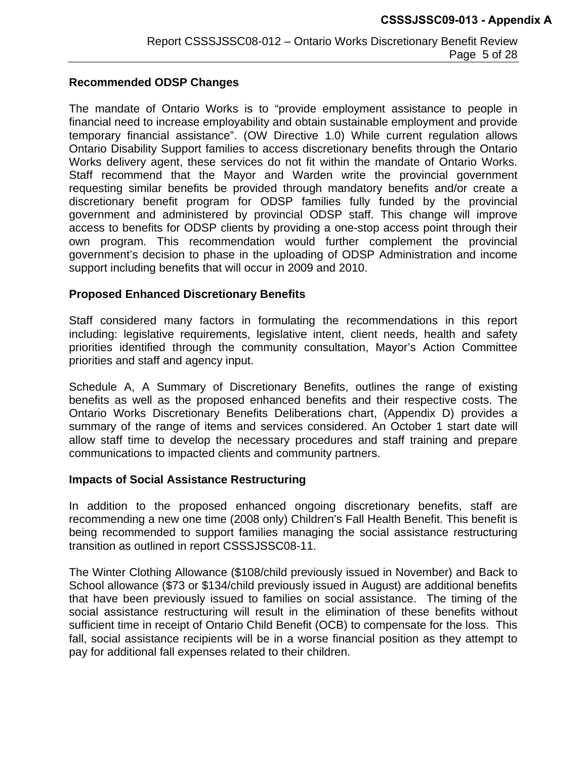### Recommended ODSP Changes

The mandate of Ontario Works is to "provide employment assistance to people in financial need to increase employability and obtain sustainable employment and provide temporary financial assistance". (OW Directive 1.0) While current regulation allows Ontario Disability Support families to access discretionary benefits through the Ontario Works delivery agent, these services do not fit within the mandate of Ontario Works. Staff recommend that the Mayor and Warden write the provincial government requesting similar benefits be provided through mandatory benefits and/or create a discretionary benefit program for ODSP families fully funded by the provincial government and administered by provincial ODSP staff. This change will improve access to benefits for ODSP clients by providing a one-stop access point through their own program. This recommendation would further complement the provincial government's decision to phase in the uploading of ODSP Administration and income support including benefits that will occur in 2009 and 2010.

### Proposed Enhanced Discretionary Benefits

Staff considered many factors in formulating the recommendations in this report including: legislative requirements, legislative intent, client needs, health and safety priorities identified through the community consultation, Mayor's Action Committee priorities and staff and agency input.

Schedule A, A Summary of Discretionary Benefits, outlines the range of existing benefits as well as the proposed enhanced benefits and their respective costs. The Ontario Works Discretionary Benefits Deliberations chart, (Appendix D) provides a summary of the range of items and services considered. An October 1 start date will allow staff time to develop the necessary procedures and staff training and prepare communications to impacted clients and community partners.

### Impacts of Social Assistance Restructuring

In addition to the proposed enhanced ongoing discretionary benefits, staff are recommending a new one time (2008 only) Children's Fall Health Benefit. This benefit is being recommended to support families managing the social assistance restructuring transition as outlined in report CSSSJSSC08-11.

The Winter Clothing Allowance ($108/child previously issued in November) and Back to School allowance ($73 or $134/child previously issued in August) are additional benefits that have been previously issued to families on social assistance. The timing of the social assistance restructuring will result in the elimination of these benefits without sufficient time in receipt of Ontario Child Benefit (OCB) to compensate for the loss. This fall, social assistance recipients will be in a worse financial position as they attempt to pay for additional fall expenses related to their children.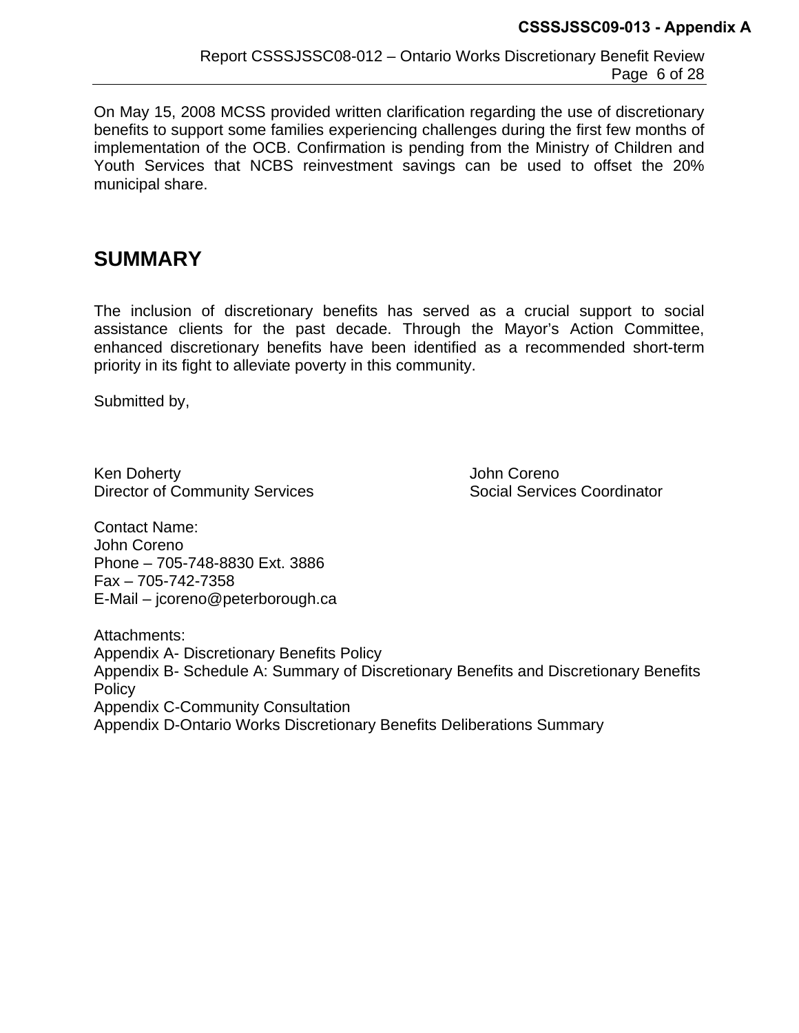On May 15, 2008 MCSS provided written clarification regarding the use of discretionary benefits to support some families experiencing challenges during the first few months of implementation of the OCB. Confirmation is pending from the Ministry of Children and Youth Services that NCBS reinvestment savings can be used to offset the 20% municipal share.

## SUMMARY

The inclusion of discretionary benefits has served as a crucial support to social assistance clients for the past decade. Through the Mayor's Action Committee, enhanced discretionary benefits have been identified as a recommended short-term priority in its fight to alleviate poverty in this community.

Submitted by,

Ken Doherty
Director of Community Services

John Coreno
Social Services Coordinator

Contact Name:
John Coreno
Phone – 705-748-8830 Ext. 3886
Fax – 705-742-7358
E-Mail – jcoreno@peterborough.ca

Attachments:
Appendix A- Discretionary Benefits Policy
Appendix B- Schedule A: Summary of Discretionary Benefits and Discretionary Benefits Policy
Appendix C-Community Consultation
Appendix D-Ontario Works Discretionary Benefits Deliberations Summary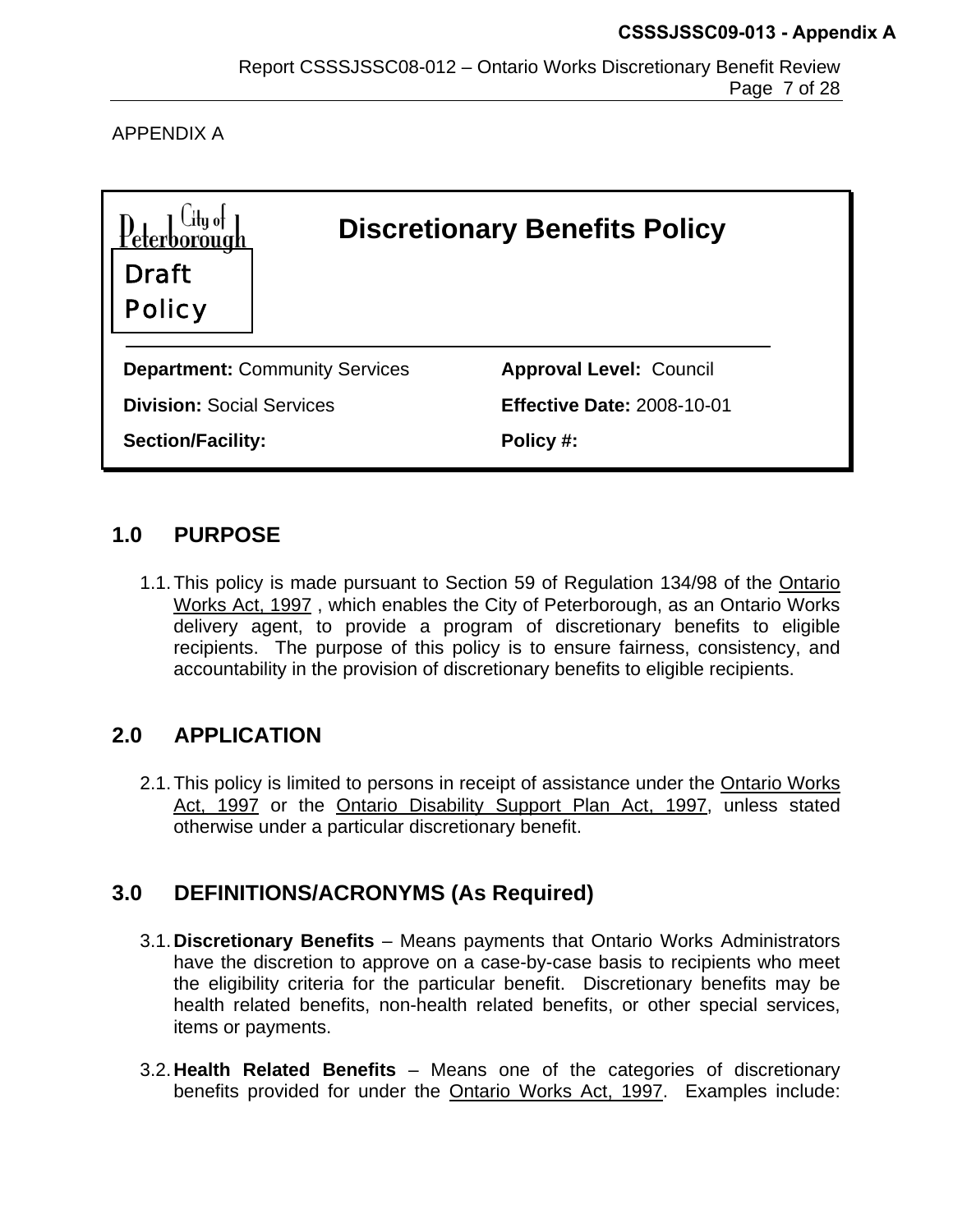APPENDIX A

# Discretionary Benefits Policy

City of Peterborough

Draft Policy

| **Department:** Community Services | **Approval Level:** Council |
|---|---|
| **Division:** Social Services | **Effective Date:** 2008-10-01 |
| **Section/Facility:** | **Policy #:** |

## 1.0 PURPOSE

1.1. This policy is made pursuant to Section 59 of Regulation 134/98 of the Ontario Works Act, 1997 , which enables the City of Peterborough, as an Ontario Works delivery agent, to provide a program of discretionary benefits to eligible recipients. The purpose of this policy is to ensure fairness, consistency, and accountability in the provision of discretionary benefits to eligible recipients.

## 2.0 APPLICATION

2.1. This policy is limited to persons in receipt of assistance under the Ontario Works Act, 1997 or the Ontario Disability Support Plan Act, 1997, unless stated otherwise under a particular discretionary benefit.

## 3.0 DEFINITIONS/ACRONYMS (As Required)

3.1. **Discretionary Benefits** – Means payments that Ontario Works Administrators have the discretion to approve on a case-by-case basis to recipients who meet the eligibility criteria for the particular benefit. Discretionary benefits may be health related benefits, non-health related benefits, or other special services, items or payments.

3.2. **Health Related Benefits** – Means one of the categories of discretionary benefits provided for under the Ontario Works Act, 1997. Examples include: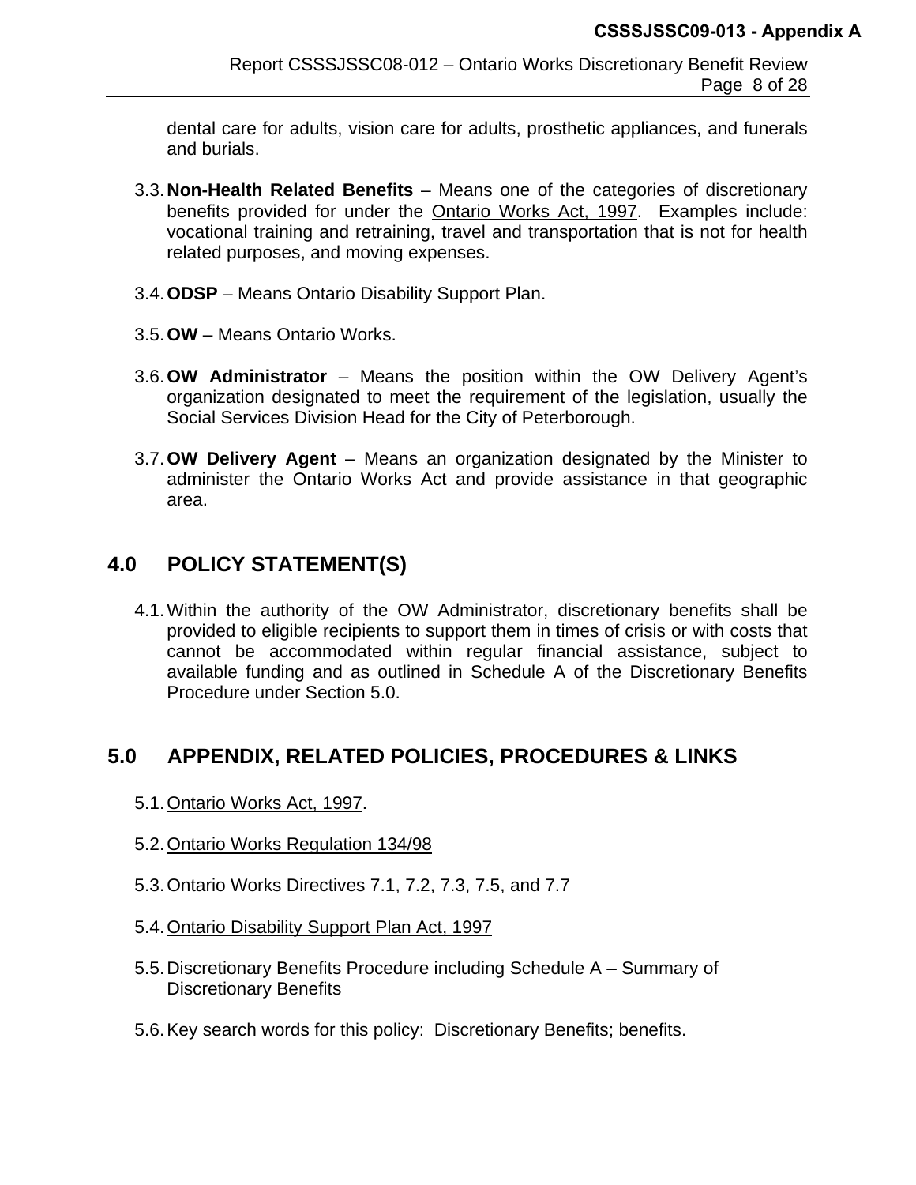dental care for adults, vision care for adults, prosthetic appliances, and funerals and burials.

3.3. **Non-Health Related Benefits** – Means one of the categories of discretionary benefits provided for under the Ontario Works Act, 1997. Examples include: vocational training and retraining, travel and transportation that is not for health related purposes, and moving expenses.

3.4. **ODSP** – Means Ontario Disability Support Plan.

3.5. **OW** – Means Ontario Works.

3.6. **OW Administrator** – Means the position within the OW Delivery Agent's organization designated to meet the requirement of the legislation, usually the Social Services Division Head for the City of Peterborough.

3.7. **OW Delivery Agent** – Means an organization designated by the Minister to administer the Ontario Works Act and provide assistance in that geographic area.

## 4.0 POLICY STATEMENT(S)

4.1. Within the authority of the OW Administrator, discretionary benefits shall be provided to eligible recipients to support them in times of crisis or with costs that cannot be accommodated within regular financial assistance, subject to available funding and as outlined in Schedule A of the Discretionary Benefits Procedure under Section 5.0.

## 5.0 APPENDIX, RELATED POLICIES, PROCEDURES & LINKS

5.1. Ontario Works Act, 1997.

5.2. Ontario Works Regulation 134/98

5.3. Ontario Works Directives 7.1, 7.2, 7.3, 7.5, and 7.7

5.4. Ontario Disability Support Plan Act, 1997

5.5. Discretionary Benefits Procedure including Schedule A – Summary of Discretionary Benefits

5.6. Key search words for this policy: Discretionary Benefits; benefits.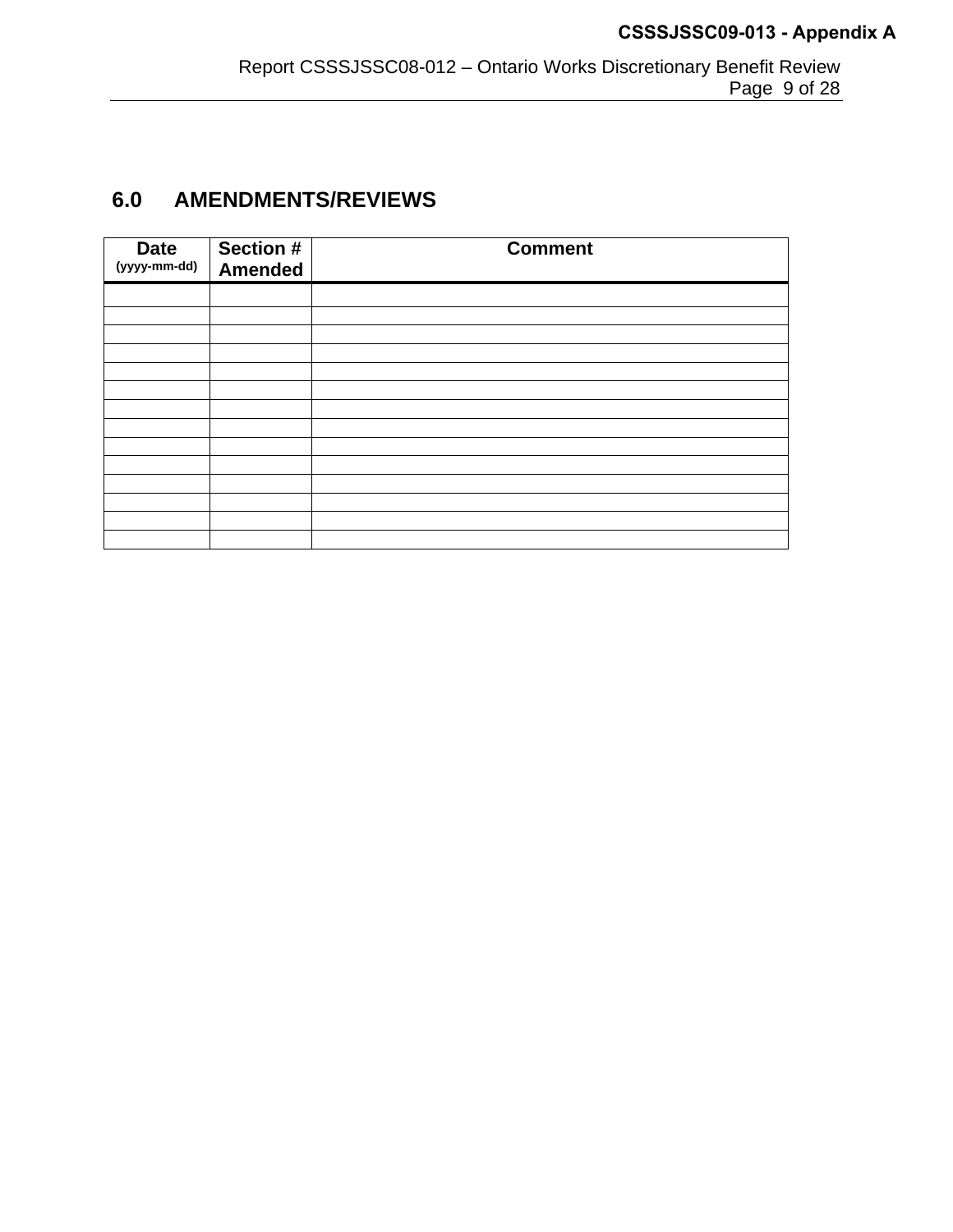## 6.0 AMENDMENTS/REVIEWS

| Date (yyyy-mm-dd) | Section # Amended | Comment |
|---|---|---|
| | | |
| | | |
| | | |
| | | |
| | | |
| | | |
| | | |
| | | |
| | | |
| | | |
| | | |
| | | |
| | | |
| | | |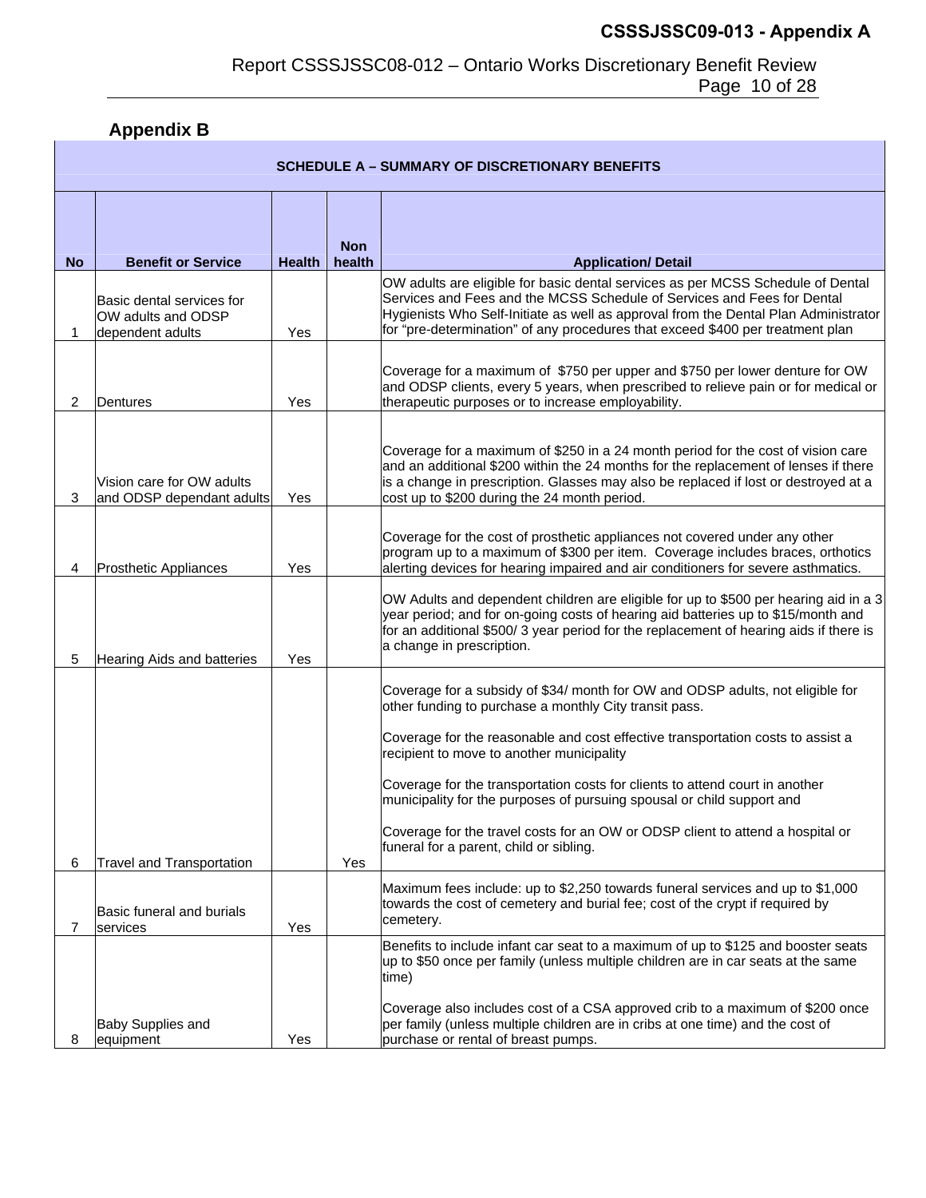CSSSJSSC09-013 - Appendix A

Report CSSSJSSC08-012 – Ontario Works Discretionary Benefit Review

## Appendix B

| SCHEDULE A – SUMMARY OF DISCRETIONARY BENEFITS | | | | |
|---|---|---|---|---|
| **No** | **Benefit or Service** | **Health** | **Non health** | **Application/ Detail** |
| 1 | Basic dental services for OW adults and ODSP dependent adults | Yes | | OW adults are eligible for basic dental services as per MCSS Schedule of Dental Services and Fees and the MCSS Schedule of Services and Fees for Dental Hygienists Who Self-Initiate as well as approval from the Dental Plan Administrator for "pre-determination" of any procedures that exceed $400 per treatment plan |
| 2 | Dentures | Yes | | Coverage for a maximum of $750 per upper and $750 per lower denture for OW and ODSP clients, every 5 years, when prescribed to relieve pain or for medical or therapeutic purposes or to increase employability. |
| 3 | Vision care for OW adults and ODSP dependant adults | Yes | | Coverage for a maximum of $250 in a 24 month period for the cost of vision care and an additional $200 within the 24 months for the replacement of lenses if there is a change in prescription. Glasses may also be replaced if lost or destroyed at a cost up to $200 during the 24 month period. |
| 4 | Prosthetic Appliances | Yes | | Coverage for the cost of prosthetic appliances not covered under any other program up to a maximum of $300 per item. Coverage includes braces, orthotics alerting devices for hearing impaired and air conditioners for severe asthmatics. |
| 5 | Hearing Aids and batteries | Yes | | OW Adults and dependent children are eligible for up to $500 per hearing aid in a 3 year period; and for on-going costs of hearing aid batteries up to $15/month and for an additional $500/ 3 year period for the replacement of hearing aids if there is a change in prescription. |
| 6 | Travel and Transportation | | Yes | Coverage for a subsidy of $34/ month for OW and ODSP adults, not eligible for other funding to purchase a monthly City transit pass.<br><br>Coverage for the reasonable and cost effective transportation costs to assist a recipient to move to another municipality<br><br>Coverage for the transportation costs for clients to attend court in another municipality for the purposes of pursuing spousal or child support and<br><br>Coverage for the travel costs for an OW or ODSP client to attend a hospital or funeral for a parent, child or sibling. |
| 7 | Basic funeral and burials services | Yes | | Maximum fees include: up to $2,250 towards funeral services and up to $1,000 towards the cost of cemetery and burial fee; cost of the crypt if required by cemetery. |
| 8 | Baby Supplies and equipment | Yes | | Benefits to include infant car seat to a maximum of up to $125 and booster seats up to $50 once per family (unless multiple children are in car seats at the same time)<br><br>Coverage also includes cost of a CSA approved crib to a maximum of $200 once per family (unless multiple children are in cribs at one time) and the cost of purchase or rental of breast pumps. |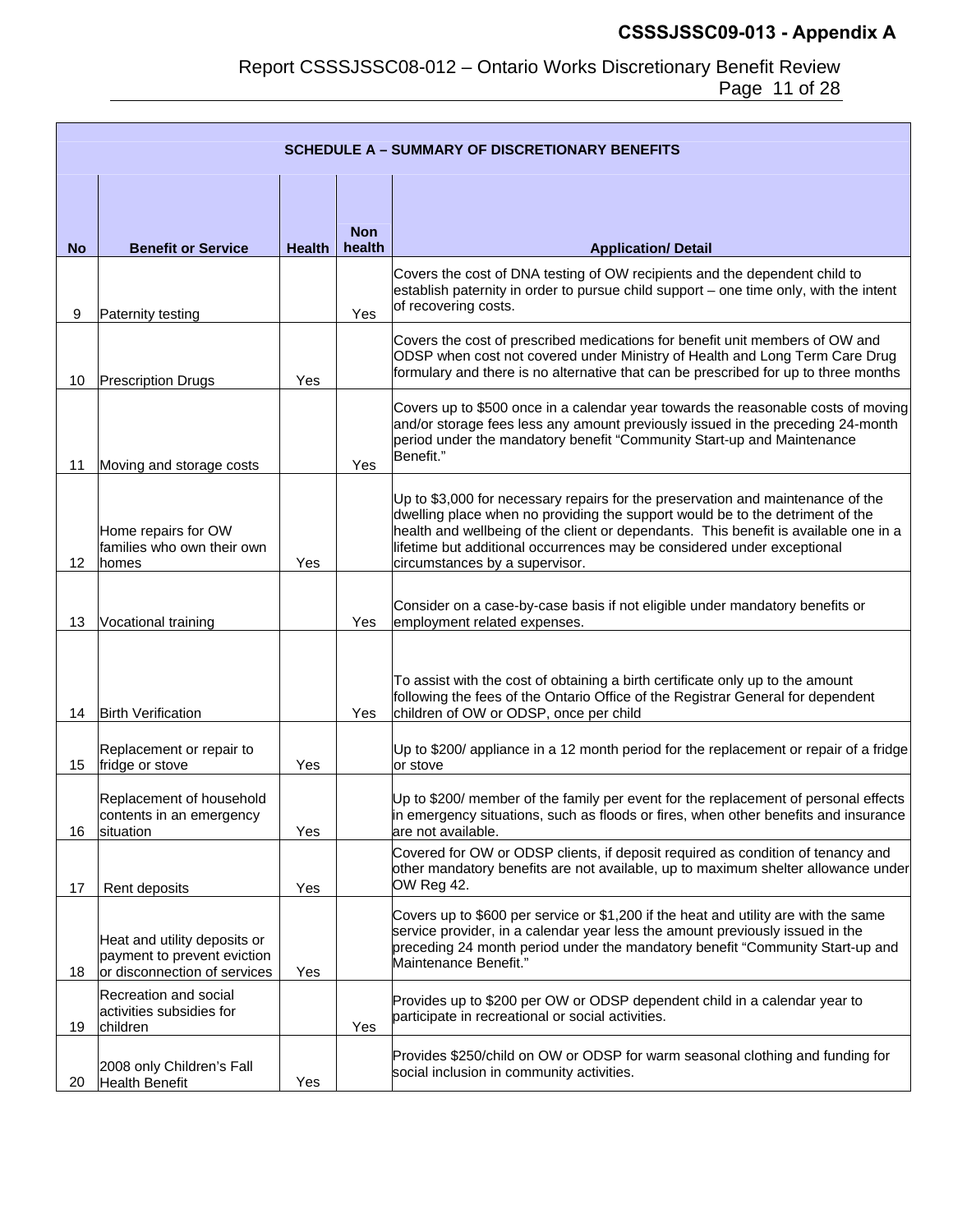| SCHEDULE A – SUMMARY OF DISCRETIONARY BENEFITS | | | | |
|---|---|---|---|---|
| **No** | **Benefit or Service** | **Health** | **Non health** | **Application/ Detail** |
| 9 | Paternity testing | | Yes | Covers the cost of DNA testing of OW recipients and the dependent child to establish paternity in order to pursue child support – one time only, with the intent of recovering costs. |
| 10 | Prescription Drugs | Yes | | Covers the cost of prescribed medications for benefit unit members of OW and ODSP when cost not covered under Ministry of Health and Long Term Care Drug formulary and there is no alternative that can be prescribed for up to three months |
| 11 | Moving and storage costs | | Yes | Covers up to $500 once in a calendar year towards the reasonable costs of moving and/or storage fees less any amount previously issued in the preceding 24-month period under the mandatory benefit "Community Start-up and Maintenance Benefit." |
| 12 | Home repairs for OW families who own their own homes | Yes | | Up to $3,000 for necessary repairs for the preservation and maintenance of the dwelling place when no providing the support would be to the detriment of the health and wellbeing of the client or dependants. This benefit is available one in a lifetime but additional occurrences may be considered under exceptional circumstances by a supervisor. |
| 13 | Vocational training | | Yes | Consider on a case-by-case basis if not eligible under mandatory benefits or employment related expenses. |
| 14 | Birth Verification | | Yes | To assist with the cost of obtaining a birth certificate only up to the amount following the fees of the Ontario Office of the Registrar General for dependent children of OW or ODSP, once per child |
| 15 | Replacement or repair to fridge or stove | Yes | | Up to $200/ appliance in a 12 month period for the replacement or repair of a fridge or stove |
| 16 | Replacement of household contents in an emergency situation | Yes | | Up to $200/ member of the family per event for the replacement of personal effects in emergency situations, such as floods or fires, when other benefits and insurance are not available. |
| 17 | Rent deposits | Yes | | Covered for OW or ODSP clients, if deposit required as condition of tenancy and other mandatory benefits are not available, up to maximum shelter allowance under OW Reg 42. |
| 18 | Heat and utility deposits or payment to prevent eviction or disconnection of services | Yes | | Covers up to $600 per service or $1,200 if the heat and utility are with the same service provider, in a calendar year less the amount previously issued in the preceding 24 month period under the mandatory benefit "Community Start-up and Maintenance Benefit." |
| 19 | Recreation and social activities subsidies for children | | Yes | Provides up to $200 per OW or ODSP dependent child in a calendar year to participate in recreational or social activities. |
| 20 | 2008 only Children's Fall Health Benefit | Yes | | Provides $250/child on OW or ODSP for warm seasonal clothing and funding for social inclusion in community activities. |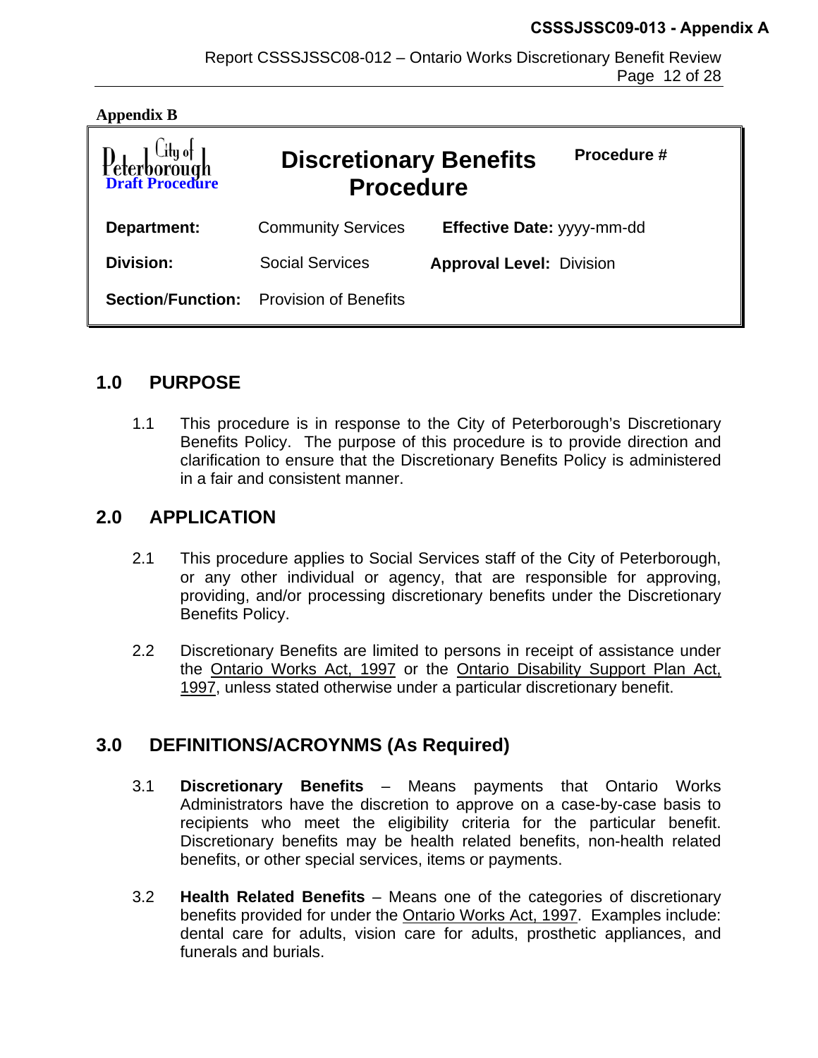**Appendix B**

| City of Peterborough **Draft Procedure** | **Discretionary Benefits Procedure** | **Procedure #** |
|---|---|---|
| **Department:** | Community Services | **Effective Date:** yyyy-mm-dd |
| **Division:** | Social Services | **Approval Level:** Division |
| **Section/Function:** | Provision of Benefits | |

## 1.0 PURPOSE

1.1 This procedure is in response to the City of Peterborough's Discretionary Benefits Policy. The purpose of this procedure is to provide direction and clarification to ensure that the Discretionary Benefits Policy is administered in a fair and consistent manner.

## 2.0 APPLICATION

2.1 This procedure applies to Social Services staff of the City of Peterborough, or any other individual or agency, that are responsible for approving, providing, and/or processing discretionary benefits under the Discretionary Benefits Policy.

2.2 Discretionary Benefits are limited to persons in receipt of assistance under the Ontario Works Act, 1997 or the Ontario Disability Support Plan Act, 1997, unless stated otherwise under a particular discretionary benefit.

## 3.0 DEFINITIONS/ACROYNMS (As Required)

3.1 **Discretionary Benefits** – Means payments that Ontario Works Administrators have the discretion to approve on a case-by-case basis to recipients who meet the eligibility criteria for the particular benefit. Discretionary benefits may be health related benefits, non-health related benefits, or other special services, items or payments.

3.2 **Health Related Benefits** – Means one of the categories of discretionary benefits provided for under the Ontario Works Act, 1997. Examples include: dental care for adults, vision care for adults, prosthetic appliances, and funerals and burials.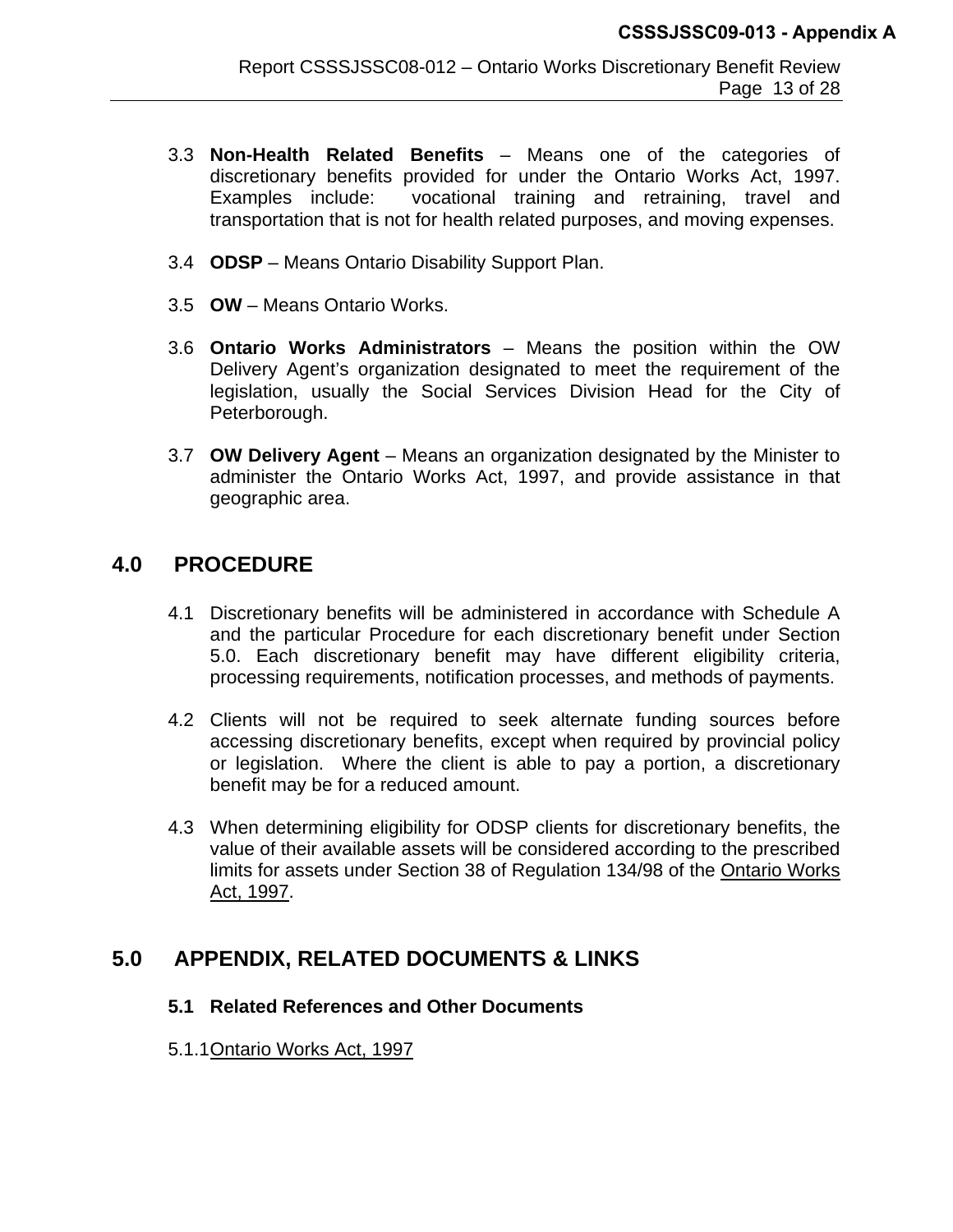3.3 **Non-Health Related Benefits** – Means one of the categories of discretionary benefits provided for under the Ontario Works Act, 1997. Examples include: vocational training and retraining, travel and transportation that is not for health related purposes, and moving expenses.

3.4 **ODSP** – Means Ontario Disability Support Plan.

3.5 **OW** – Means Ontario Works.

3.6 **Ontario Works Administrators** – Means the position within the OW Delivery Agent's organization designated to meet the requirement of the legislation, usually the Social Services Division Head for the City of Peterborough.

3.7 **OW Delivery Agent** – Means an organization designated by the Minister to administer the Ontario Works Act, 1997, and provide assistance in that geographic area.

## 4.0 PROCEDURE

4.1 Discretionary benefits will be administered in accordance with Schedule A and the particular Procedure for each discretionary benefit under Section 5.0. Each discretionary benefit may have different eligibility criteria, processing requirements, notification processes, and methods of payments.

4.2 Clients will not be required to seek alternate funding sources before accessing discretionary benefits, except when required by provincial policy or legislation. Where the client is able to pay a portion, a discretionary benefit may be for a reduced amount.

4.3 When determining eligibility for ODSP clients for discretionary benefits, the value of their available assets will be considered according to the prescribed limits for assets under Section 38 of Regulation 134/98 of the Ontario Works Act, 1997.

## 5.0 APPENDIX, RELATED DOCUMENTS & LINKS

### 5.1 Related References and Other Documents

5.1.1 Ontario Works Act, 1997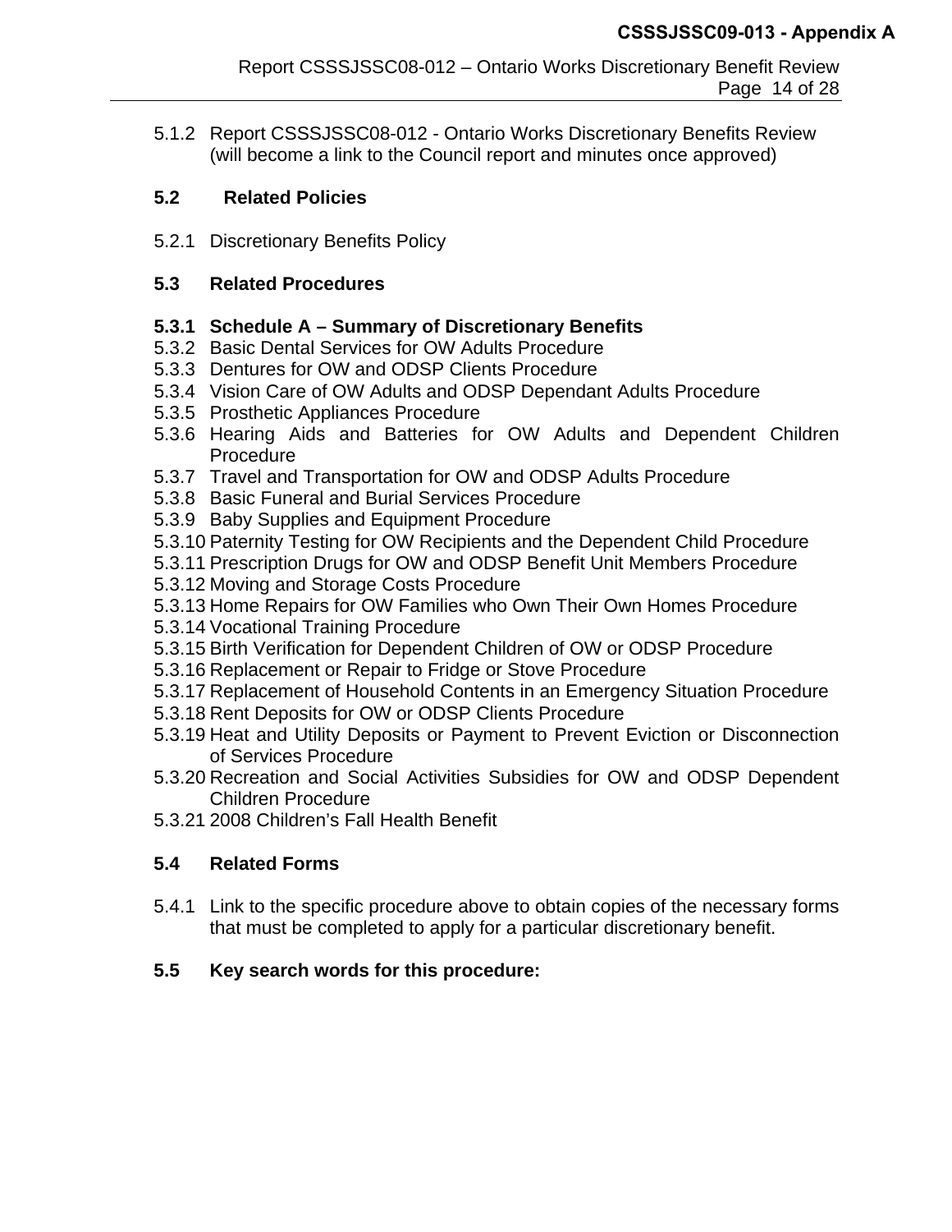5.1.2 Report CSSSJSSC08-012 - Ontario Works Discretionary Benefits Review (will become a link to the Council report and minutes once approved)

**5.2 Related Policies**

5.2.1 Discretionary Benefits Policy

**5.3 Related Procedures**

**5.3.1 Schedule A – Summary of Discretionary Benefits**
5.3.2 Basic Dental Services for OW Adults Procedure
5.3.3 Dentures for OW and ODSP Clients Procedure
5.3.4 Vision Care of OW Adults and ODSP Dependant Adults Procedure
5.3.5 Prosthetic Appliances Procedure
5.3.6 Hearing Aids and Batteries for OW Adults and Dependent Children Procedure
5.3.7 Travel and Transportation for OW and ODSP Adults Procedure
5.3.8 Basic Funeral and Burial Services Procedure
5.3.9 Baby Supplies and Equipment Procedure
5.3.10 Paternity Testing for OW Recipients and the Dependent Child Procedure
5.3.11 Prescription Drugs for OW and ODSP Benefit Unit Members Procedure
5.3.12 Moving and Storage Costs Procedure
5.3.13 Home Repairs for OW Families who Own Their Own Homes Procedure
5.3.14 Vocational Training Procedure
5.3.15 Birth Verification for Dependent Children of OW or ODSP Procedure
5.3.16 Replacement or Repair to Fridge or Stove Procedure
5.3.17 Replacement of Household Contents in an Emergency Situation Procedure
5.3.18 Rent Deposits for OW or ODSP Clients Procedure
5.3.19 Heat and Utility Deposits or Payment to Prevent Eviction or Disconnection of Services Procedure
5.3.20 Recreation and Social Activities Subsidies for OW and ODSP Dependent Children Procedure
5.3.21 2008 Children's Fall Health Benefit

**5.4 Related Forms**

5.4.1 Link to the specific procedure above to obtain copies of the necessary forms that must be completed to apply for a particular discretionary benefit.

**5.5 Key search words for this procedure:**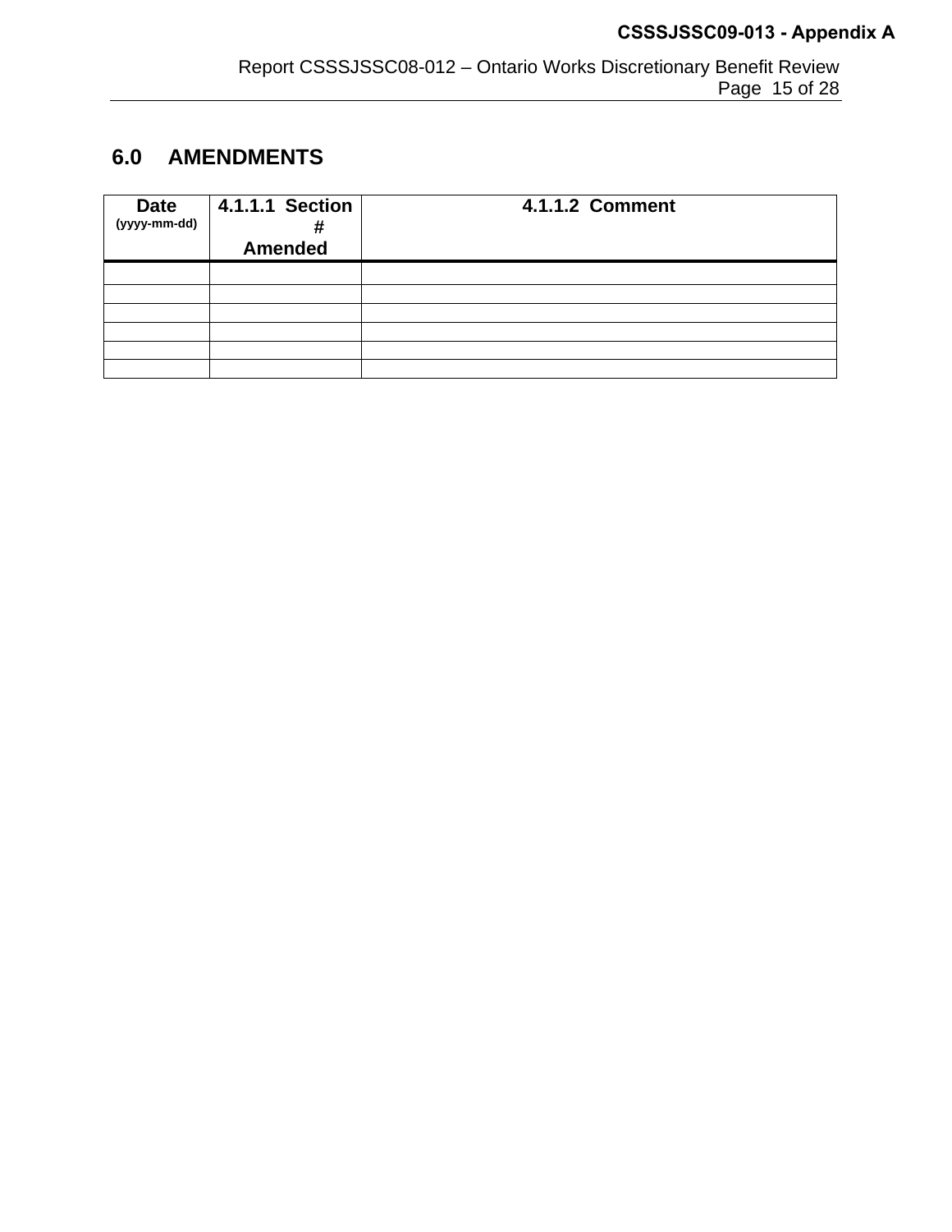## 6.0 AMENDMENTS

| Date (yyyy-mm-dd) | 4.1.1.1 Section # Amended | 4.1.1.2 Comment |
|---|---|---|
| | | |
| | | |
| | | |
| | | |
| | | |
| | | |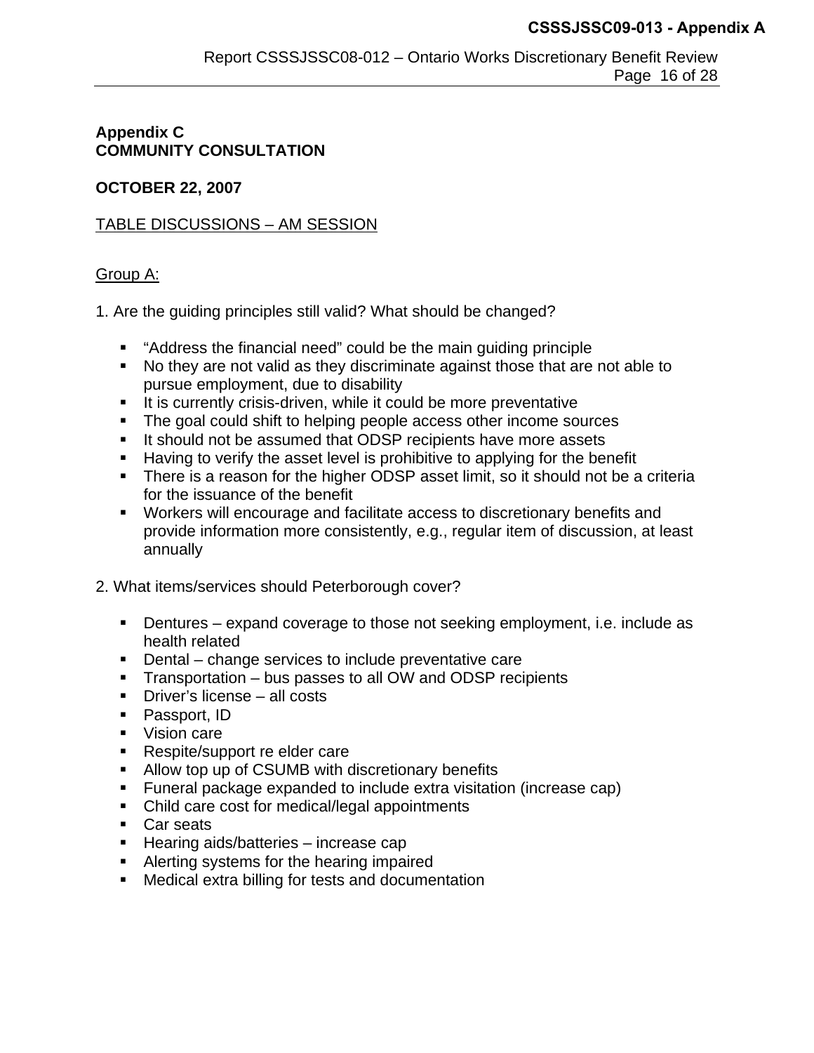**Appendix C**
**COMMUNITY CONSULTATION**

**OCTOBER 22, 2007**

TABLE DISCUSSIONS – AM SESSION

Group A:

1. Are the guiding principles still valid? What should be changed?

- "Address the financial need" could be the main guiding principle
- No they are not valid as they discriminate against those that are not able to pursue employment, due to disability
- It is currently crisis-driven, while it could be more preventative
- The goal could shift to helping people access other income sources
- It should not be assumed that ODSP recipients have more assets
- Having to verify the asset level is prohibitive to applying for the benefit
- There is a reason for the higher ODSP asset limit, so it should not be a criteria for the issuance of the benefit
- Workers will encourage and facilitate access to discretionary benefits and provide information more consistently, e.g., regular item of discussion, at least annually

2. What items/services should Peterborough cover?

- Dentures – expand coverage to those not seeking employment, i.e. include as health related
- Dental – change services to include preventative care
- Transportation – bus passes to all OW and ODSP recipients
- Driver's license – all costs
- Passport, ID
- Vision care
- Respite/support re elder care
- Allow top up of CSUMB with discretionary benefits
- Funeral package expanded to include extra visitation (increase cap)
- Child care cost for medical/legal appointments
- Car seats
- Hearing aids/batteries – increase cap
- Alerting systems for the hearing impaired
- Medical extra billing for tests and documentation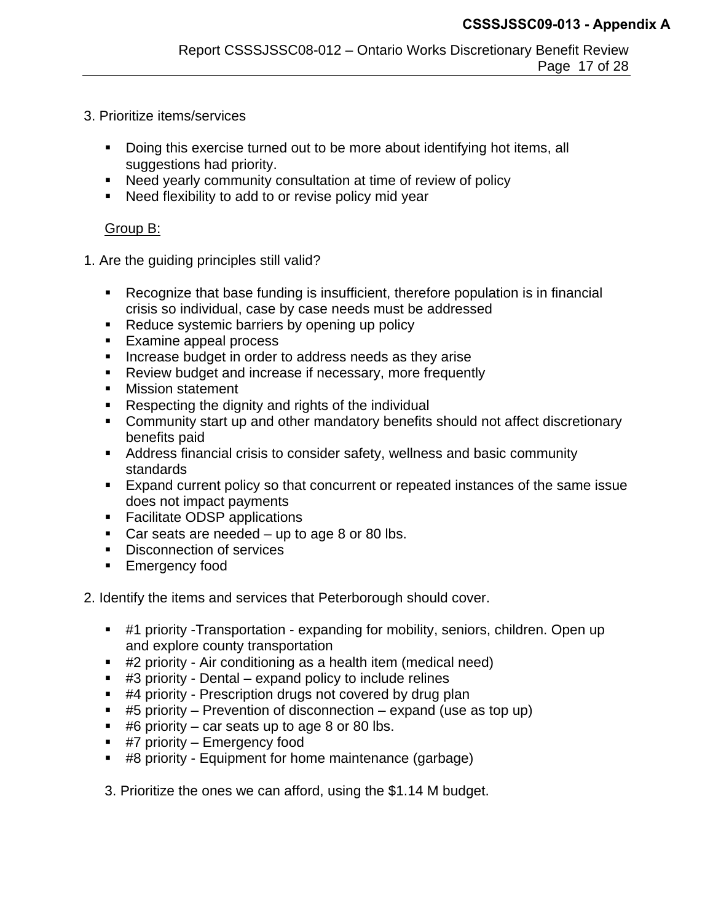3. Prioritize items/services

- Doing this exercise turned out to be more about identifying hot items, all suggestions had priority.
- Need yearly community consultation at time of review of policy
- Need flexibility to add to or revise policy mid year

<u>Group B:</u>

1. Are the guiding principles still valid?

- Recognize that base funding is insufficient, therefore population is in financial crisis so individual, case by case needs must be addressed
- Reduce systemic barriers by opening up policy
- Examine appeal process
- Increase budget in order to address needs as they arise
- Review budget and increase if necessary, more frequently
- Mission statement
- Respecting the dignity and rights of the individual
- Community start up and other mandatory benefits should not affect discretionary benefits paid
- Address financial crisis to consider safety, wellness and basic community standards
- Expand current policy so that concurrent or repeated instances of the same issue does not impact payments
- Facilitate ODSP applications
- Car seats are needed – up to age 8 or 80 lbs.
- Disconnection of services
- Emergency food

2. Identify the items and services that Peterborough should cover.

- #1 priority -Transportation - expanding for mobility, seniors, children. Open up and explore county transportation
- #2 priority - Air conditioning as a health item (medical need)
- #3 priority - Dental – expand policy to include relines
- #4 priority - Prescription drugs not covered by drug plan
- #5 priority – Prevention of disconnection – expand (use as top up)
- #6 priority – car seats up to age 8 or 80 lbs.
- #7 priority – Emergency food
- #8 priority - Equipment for home maintenance (garbage)

3. Prioritize the ones we can afford, using the $1.14 M budget.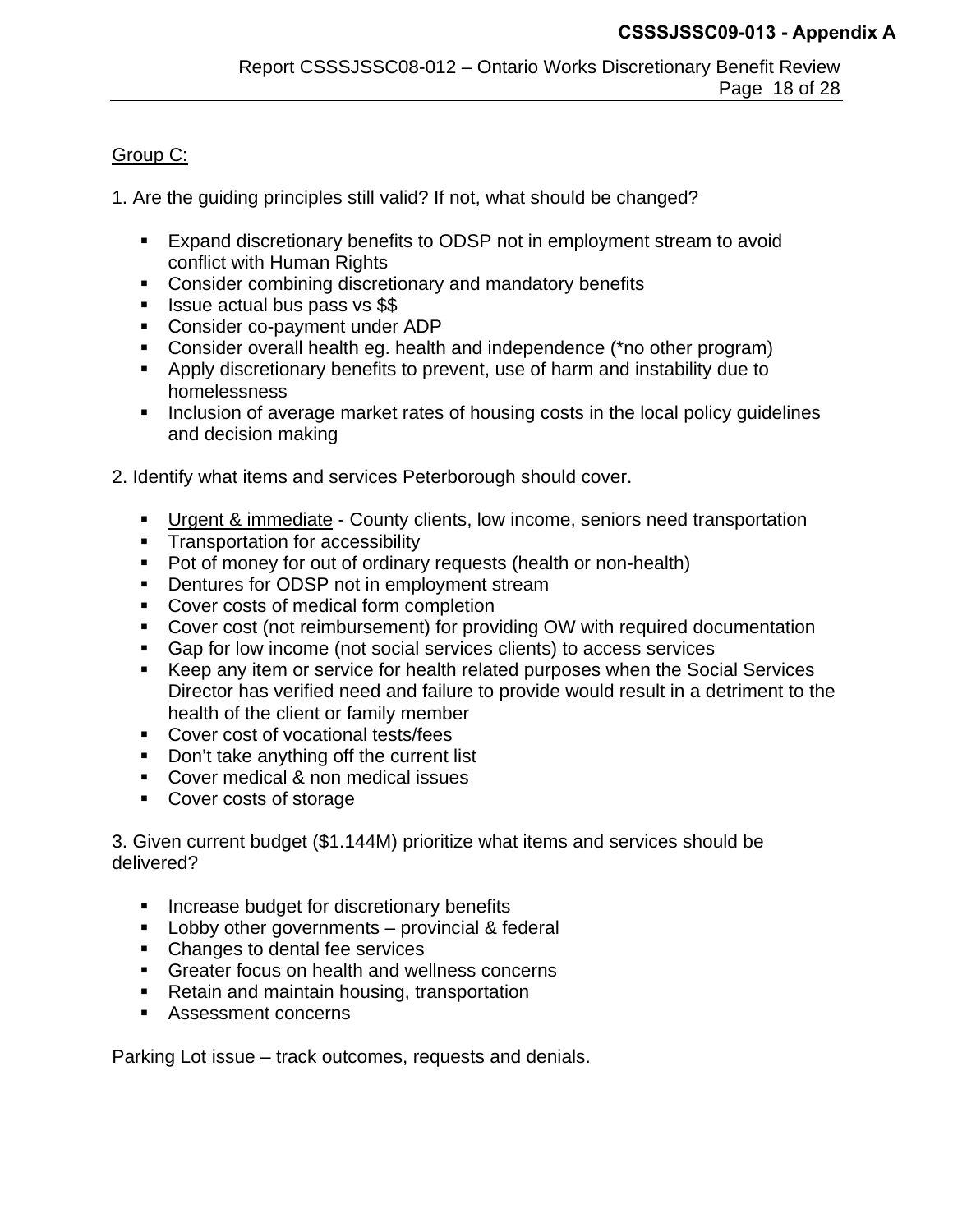Group C:

1. Are the guiding principles still valid? If not, what should be changed?

- Expand discretionary benefits to ODSP not in employment stream to avoid conflict with Human Rights
- Consider combining discretionary and mandatory benefits
- Issue actual bus pass vs $$
- Consider co-payment under ADP
- Consider overall health eg. health and independence (*no other program)
- Apply discretionary benefits to prevent, use of harm and instability due to homelessness
- Inclusion of average market rates of housing costs in the local policy guidelines and decision making

2. Identify what items and services Peterborough should cover.

- Urgent & immediate - County clients, low income, seniors need transportation
- Transportation for accessibility
- Pot of money for out of ordinary requests (health or non-health)
- Dentures for ODSP not in employment stream
- Cover costs of medical form completion
- Cover cost (not reimbursement) for providing OW with required documentation
- Gap for low income (not social services clients) to access services
- Keep any item or service for health related purposes when the Social Services Director has verified need and failure to provide would result in a detriment to the health of the client or family member
- Cover cost of vocational tests/fees
- Don't take anything off the current list
- Cover medical & non medical issues
- Cover costs of storage

3. Given current budget ($1.144M) prioritize what items and services should be delivered?

- Increase budget for discretionary benefits
- Lobby other governments – provincial & federal
- Changes to dental fee services
- Greater focus on health and wellness concerns
- Retain and maintain housing, transportation
- Assessment concerns

Parking Lot issue – track outcomes, requests and denials.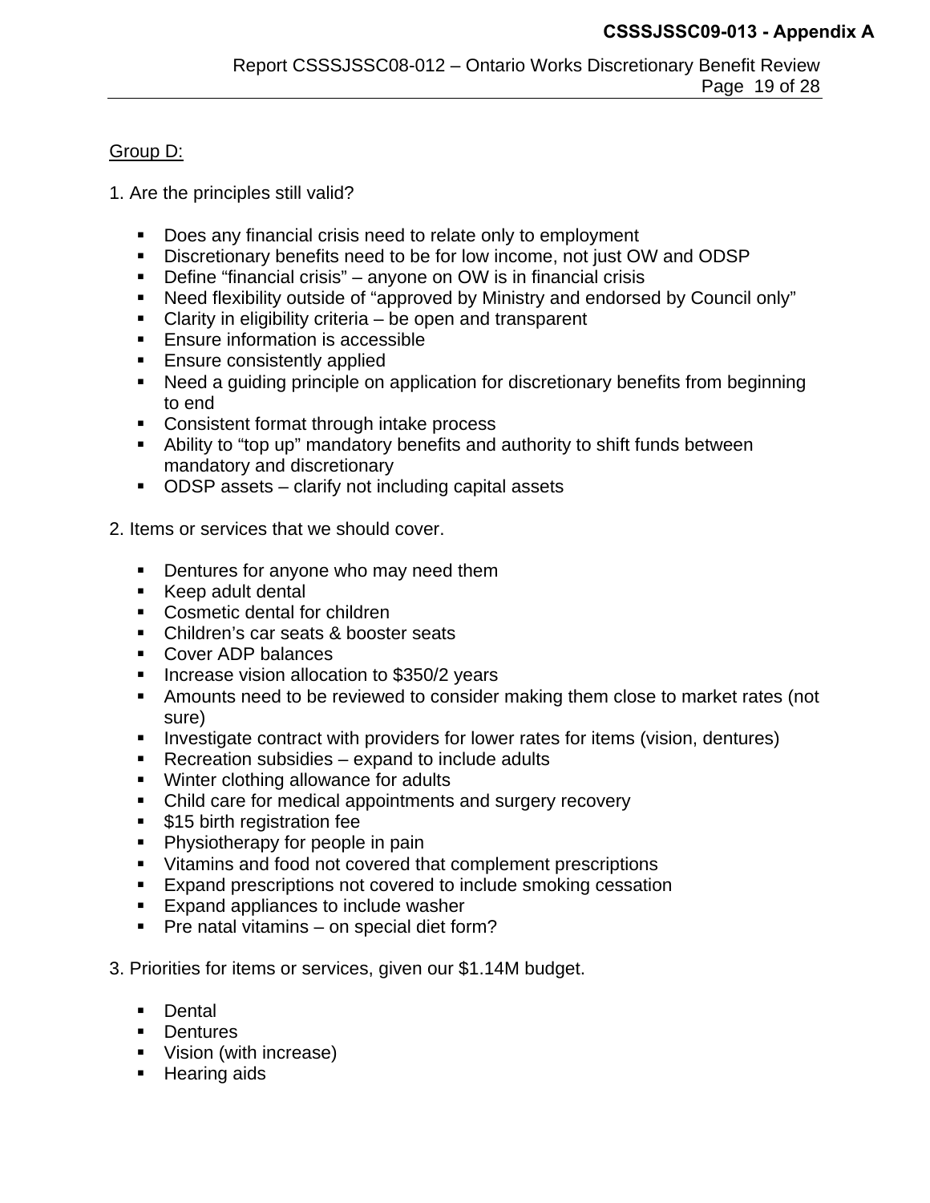Group D:

1. Are the principles still valid?

- Does any financial crisis need to relate only to employment
- Discretionary benefits need to be for low income, not just OW and ODSP
- Define “financial crisis” – anyone on OW is in financial crisis
- Need flexibility outside of “approved by Ministry and endorsed by Council only”
- Clarity in eligibility criteria – be open and transparent
- Ensure information is accessible
- Ensure consistently applied
- Need a guiding principle on application for discretionary benefits from beginning to end
- Consistent format through intake process
- Ability to “top up” mandatory benefits and authority to shift funds between mandatory and discretionary
- ODSP assets – clarify not including capital assets

2. Items or services that we should cover.

- Dentures for anyone who may need them
- Keep adult dental
- Cosmetic dental for children
- Children’s car seats & booster seats
- Cover ADP balances
- Increase vision allocation to $350/2 years
- Amounts need to be reviewed to consider making them close to market rates (not sure)
- Investigate contract with providers for lower rates for items (vision, dentures)
- Recreation subsidies – expand to include adults
- Winter clothing allowance for adults
- Child care for medical appointments and surgery recovery
- $15 birth registration fee
- Physiotherapy for people in pain
- Vitamins and food not covered that complement prescriptions
- Expand prescriptions not covered to include smoking cessation
- Expand appliances to include washer
- Pre natal vitamins – on special diet form?

3. Priorities for items or services, given our $1.14M budget.

- Dental
- Dentures
- Vision (with increase)
- Hearing aids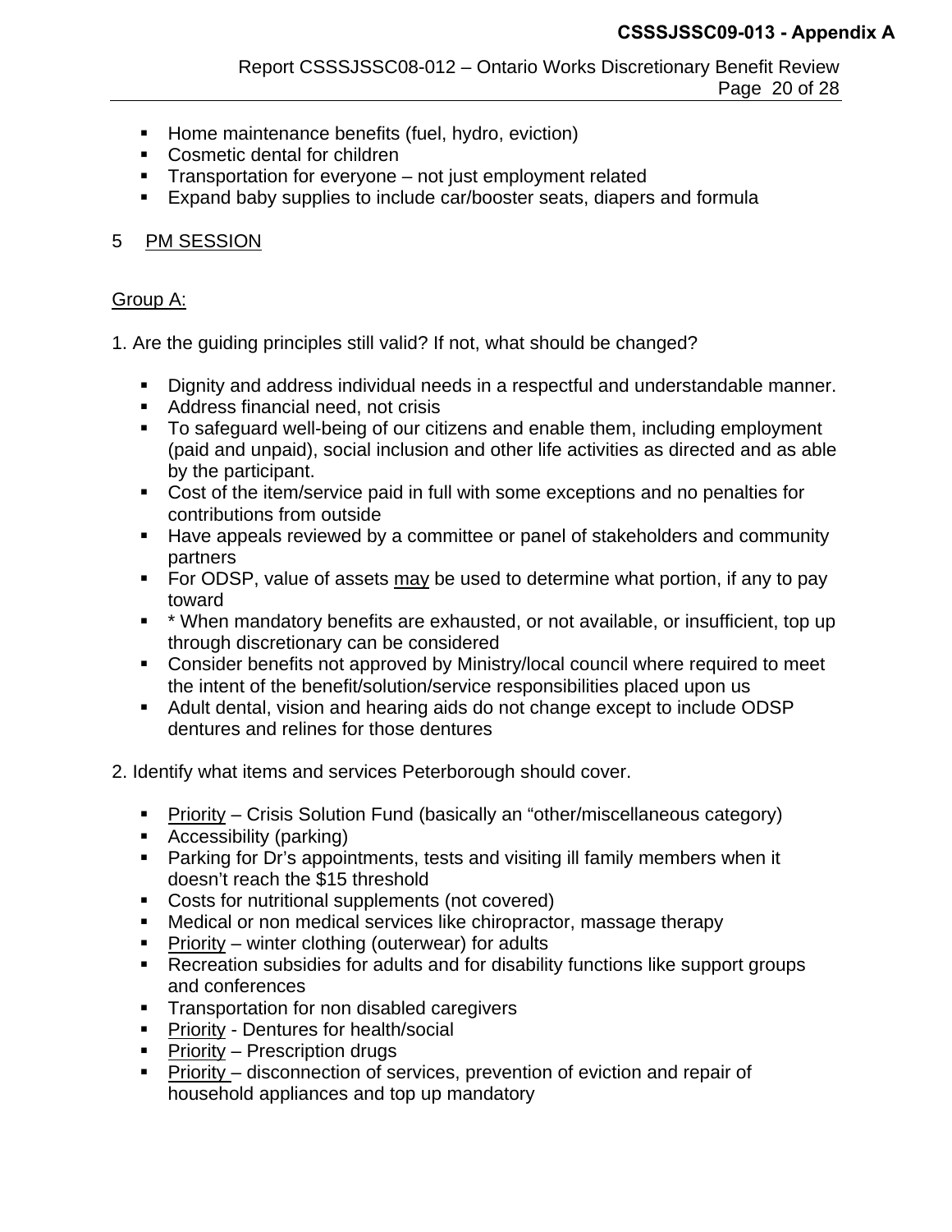- Home maintenance benefits (fuel, hydro, eviction)
- Cosmetic dental for children
- Transportation for everyone – not just employment related
- Expand baby supplies to include car/booster seats, diapers and formula

## 5 <u>PM SESSION</u>

<u>Group A:</u>

1. Are the guiding principles still valid? If not, what should be changed?

   - Dignity and address individual needs in a respectful and understandable manner.
   - Address financial need, not crisis
   - To safeguard well-being of our citizens and enable them, including employment (paid and unpaid), social inclusion and other life activities as directed and as able by the participant.
   - Cost of the item/service paid in full with some exceptions and no penalties for contributions from outside
   - Have appeals reviewed by a committee or panel of stakeholders and community partners
   - For ODSP, value of assets <u>may</u> be used to determine what portion, if any to pay toward
   - * When mandatory benefits are exhausted, or not available, or insufficient, top up through discretionary can be considered
   - Consider benefits not approved by Ministry/local council where required to meet the intent of the benefit/solution/service responsibilities placed upon us
   - Adult dental, vision and hearing aids do not change except to include ODSP dentures and relines for those dentures

2. Identify what items and services Peterborough should cover.

   - <u>Priority</u> – Crisis Solution Fund (basically an "other/miscellaneous category)
   - Accessibility (parking)
   - Parking for Dr's appointments, tests and visiting ill family members when it doesn't reach the $15 threshold
   - Costs for nutritional supplements (not covered)
   - Medical or non medical services like chiropractor, massage therapy
   - <u>Priority</u> – winter clothing (outerwear) for adults
   - Recreation subsidies for adults and for disability functions like support groups and conferences
   - Transportation for non disabled caregivers
   - <u>Priority</u> - Dentures for health/social
   - <u>Priority</u> – Prescription drugs
   - <u>Priority</u> – disconnection of services, prevention of eviction and repair of household appliances and top up mandatory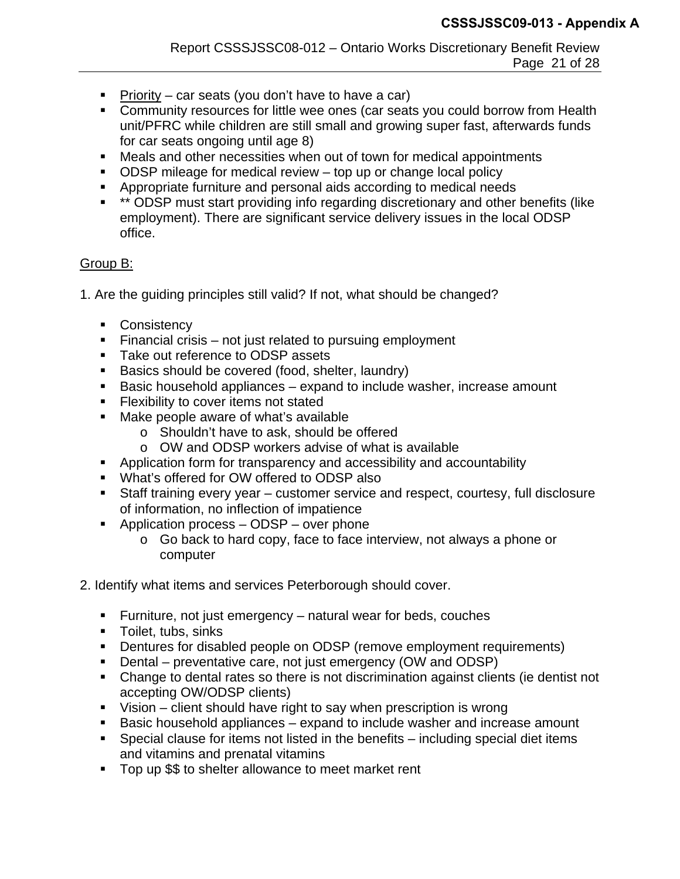- <u>Priority</u> – car seats (you don't have to have a car)
- Community resources for little wee ones (car seats you could borrow from Health unit/PFRC while children are still small and growing super fast, afterwards funds for car seats ongoing until age 8)
- Meals and other necessities when out of town for medical appointments
- ODSP mileage for medical review – top up or change local policy
- Appropriate furniture and personal aids according to medical needs
- ** ODSP must start providing info regarding discretionary and other benefits (like employment). There are significant service delivery issues in the local ODSP office.

<u>Group B:</u>

1. Are the guiding principles still valid? If not, what should be changed?

- Consistency
- Financial crisis – not just related to pursuing employment
- Take out reference to ODSP assets
- Basics should be covered (food, shelter, laundry)
- Basic household appliances – expand to include washer, increase amount
- Flexibility to cover items not stated
- Make people aware of what's available
  - Shouldn't have to ask, should be offered
  - OW and ODSP workers advise of what is available
- Application form for transparency and accessibility and accountability
- What's offered for OW offered to ODSP also
- Staff training every year – customer service and respect, courtesy, full disclosure of information, no inflection of impatience
- Application process – ODSP – over phone
  - Go back to hard copy, face to face interview, not always a phone or computer

2. Identify what items and services Peterborough should cover.

- Furniture, not just emergency – natural wear for beds, couches
- Toilet, tubs, sinks
- Dentures for disabled people on ODSP (remove employment requirements)
- Dental – preventative care, not just emergency (OW and ODSP)
- Change to dental rates so there is not discrimination against clients (ie dentist not accepting OW/ODSP clients)
- Vision – client should have right to say when prescription is wrong
- Basic household appliances – expand to include washer and increase amount
- Special clause for items not listed in the benefits – including special diet items and vitamins and prenatal vitamins
- Top up $$ to shelter allowance to meet market rent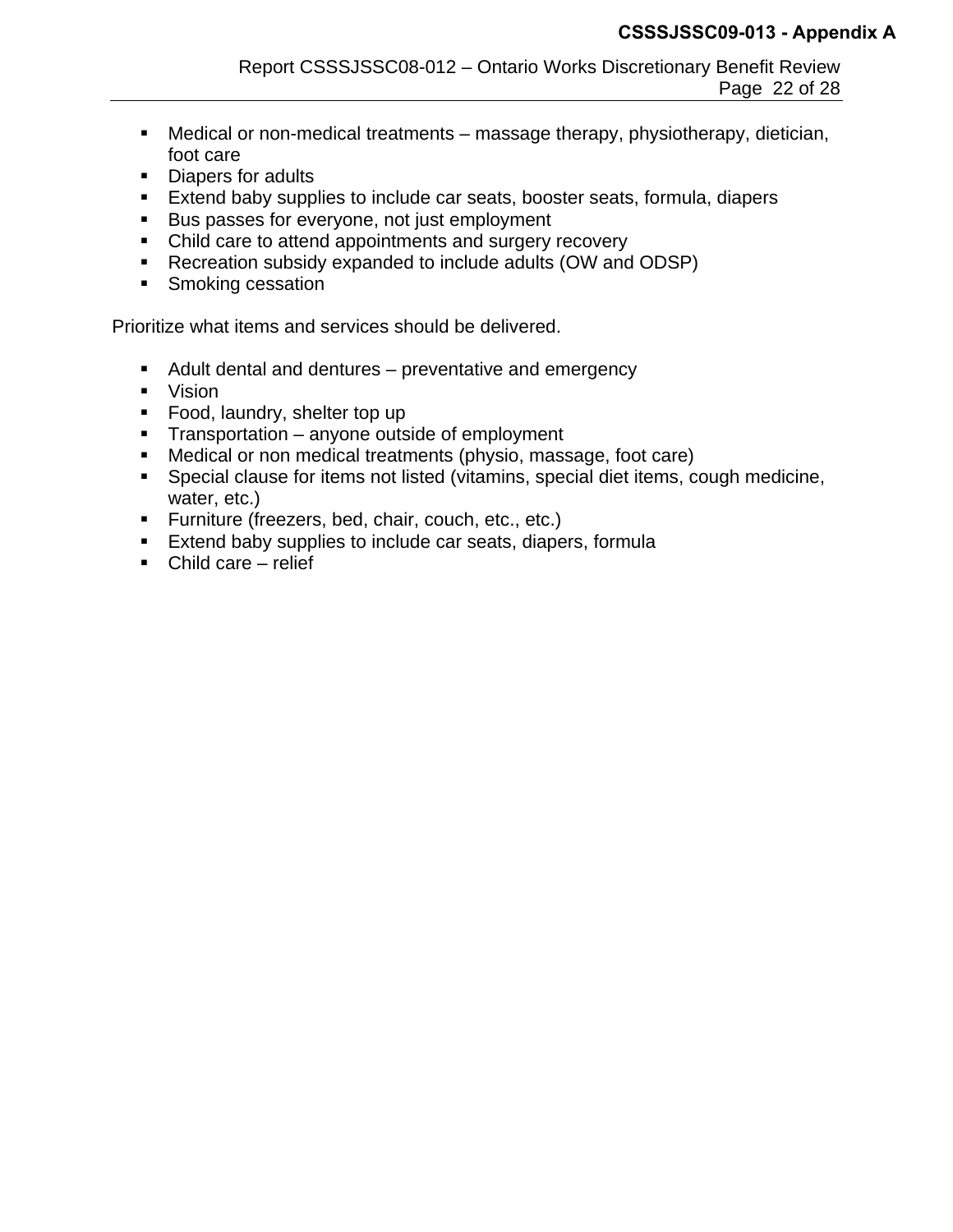- Medical or non-medical treatments – massage therapy, physiotherapy, dietician, foot care
- Diapers for adults
- Extend baby supplies to include car seats, booster seats, formula, diapers
- Bus passes for everyone, not just employment
- Child care to attend appointments and surgery recovery
- Recreation subsidy expanded to include adults (OW and ODSP)
- Smoking cessation

Prioritize what items and services should be delivered.

- Adult dental and dentures – preventative and emergency
- Vision
- Food, laundry, shelter top up
- Transportation – anyone outside of employment
- Medical or non medical treatments (physio, massage, foot care)
- Special clause for items not listed (vitamins, special diet items, cough medicine, water, etc.)
- Furniture (freezers, bed, chair, couch, etc., etc.)
- Extend baby supplies to include car seats, diapers, formula
- Child care – relief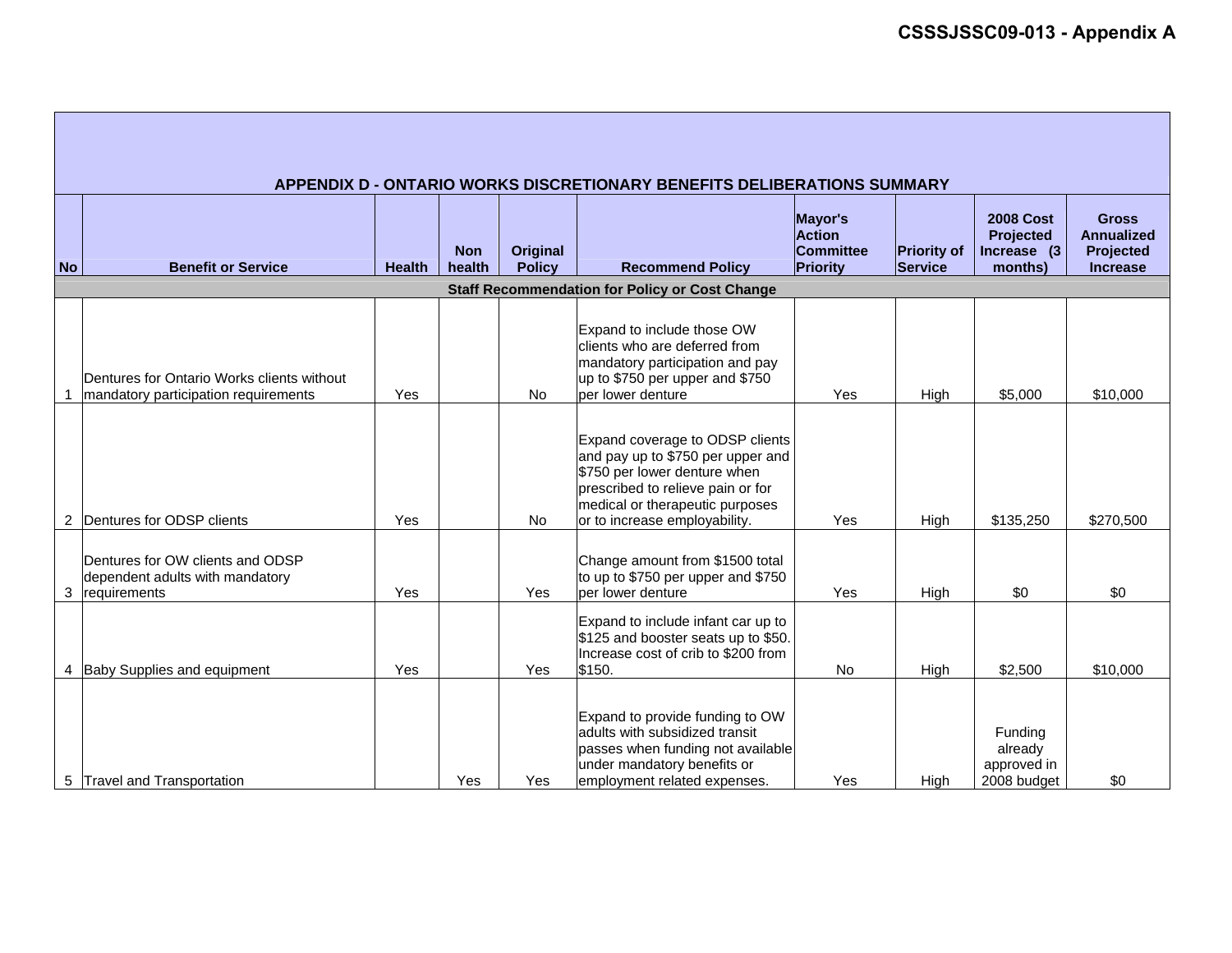CSSSJSSC09-013 - Appendix A

| APPENDIX D - ONTARIO WORKS DISCRETIONARY BENEFITS DELIBERATIONS SUMMARY | | | | | | | | | |
|---|---|---|---|---|---|---|---|---|---|
| **No** | **Benefit or Service** | **Health** | **Non health** | **Original Policy** | **Recommend Policy** | **Mayor's Action Committee Priority** | **Priority of Service** | **2008 Cost Projected Increase (3 months)** | **Gross Annualized Projected Increase** |
| | **Staff Recommendation for Policy or Cost Change** | | | | | | | | |
| 1 | Dentures for Ontario Works clients without mandatory participation requirements | Yes | | No | Expand to include those OW clients who are deferred from mandatory participation and pay up to $750 per upper and $750 per lower denture | Yes | High | $5,000 | $10,000 |
| 2 | Dentures for ODSP clients | Yes | | No | Expand coverage to ODSP clients and pay up to $750 per upper and $750 per lower denture when prescribed to relieve pain or for medical or therapeutic purposes or to increase employability. | Yes | High | $135,250 | $270,500 |
| 3 | Dentures for OW clients and ODSP dependent adults with mandatory requirements | Yes | | Yes | Change amount from $1500 total to up to $750 per upper and $750 per lower denture | Yes | High | $0 | $0 |
| 4 | Baby Supplies and equipment | Yes | | Yes | Expand to include infant car up to $125 and booster seats up to $50. Increase cost of crib to $200 from $150. | No | High | $2,500 | $10,000 |
| 5 | Travel and Transportation | | Yes | Yes | Expand to provide funding to OW adults with subsidized transit passes when funding not available under mandatory benefits or employment related expenses. | Yes | High | Funding already approved in 2008 budget | $0 |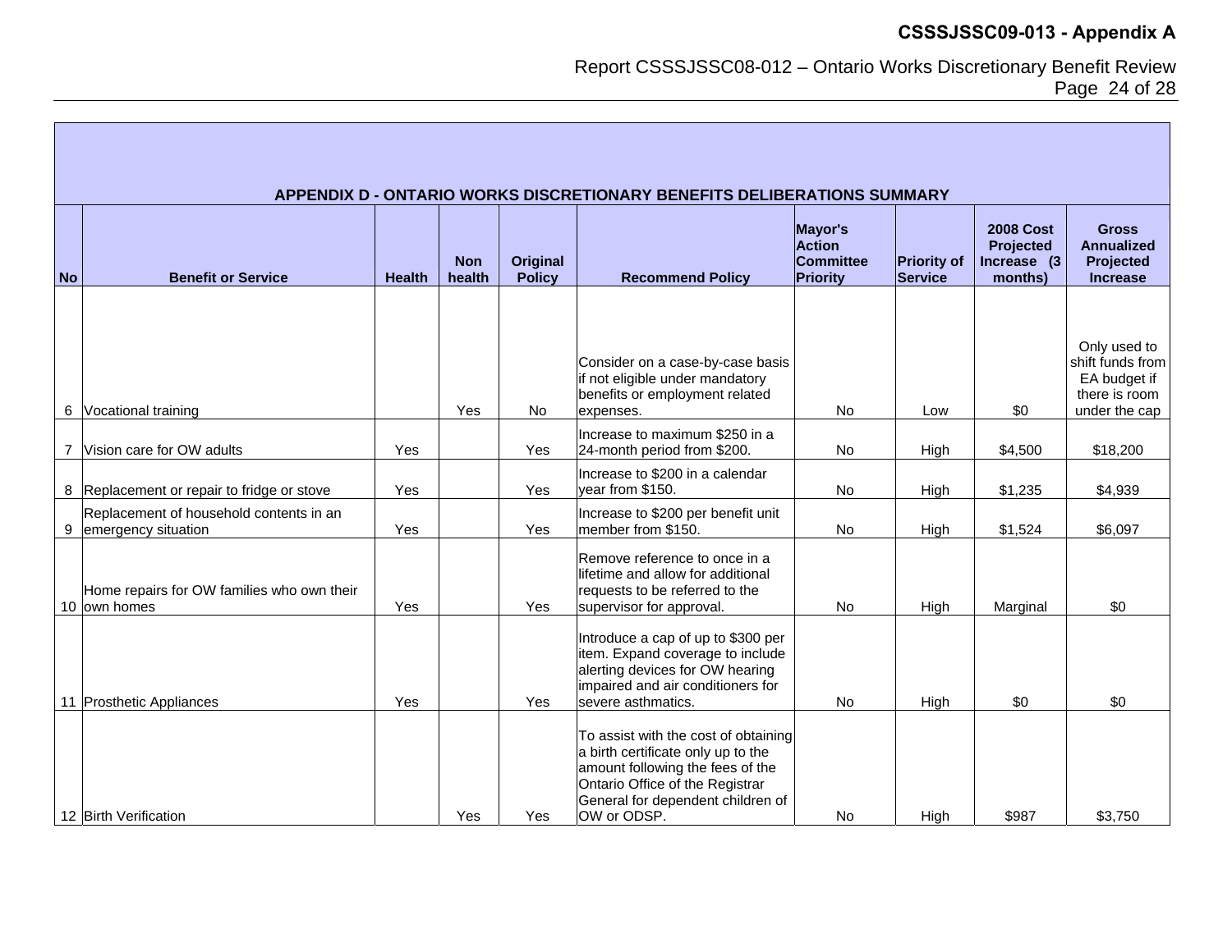## APPENDIX D - ONTARIO WORKS DISCRETIONARY BENEFITS DELIBERATIONS SUMMARY

| No | Benefit or Service | Health | Non health | Original Policy | Recommend Policy | Mayor's Action Committee Priority | Priority of Service | 2008 Cost Projected Increase (3 months) | Gross Annualized Projected Increase |
|---|---|---|---|---|---|---|---|---|---|
| 6 | Vocational training | | Yes | No | Consider on a case-by-case basis if not eligible under mandatory benefits or employment related expenses. | No | Low | $0 | Only used to shift funds from EA budget if there is room under the cap |
| 7 | Vision care for OW adults | Yes | | Yes | Increase to maximum $250 in a 24-month period from $200. | No | High | $4,500 | $18,200 |
| 8 | Replacement or repair to fridge or stove | Yes | | Yes | Increase to $200 in a calendar year from $150. | No | High | $1,235 | $4,939 |
| 9 | Replacement of household contents in an emergency situation | Yes | | Yes | Increase to $200 per benefit unit member from $150. | No | High | $1,524 | $6,097 |
| 10 | Home repairs for OW families who own their own homes | Yes | | Yes | Remove reference to once in a lifetime and allow for additional requests to be referred to the supervisor for approval. | No | High | Marginal | $0 |
| 11 | Prosthetic Appliances | Yes | | Yes | Introduce a cap of up to $300 per item. Expand coverage to include alerting devices for OW hearing impaired and air conditioners for severe asthmatics. | No | High | $0 | $0 |
| 12 | Birth Verification | | Yes | Yes | To assist with the cost of obtaining a birth certificate only up to the amount following the fees of the Ontario Office of the Registrar General for dependent children of OW or ODSP. | No | High | $987 | $3,750 |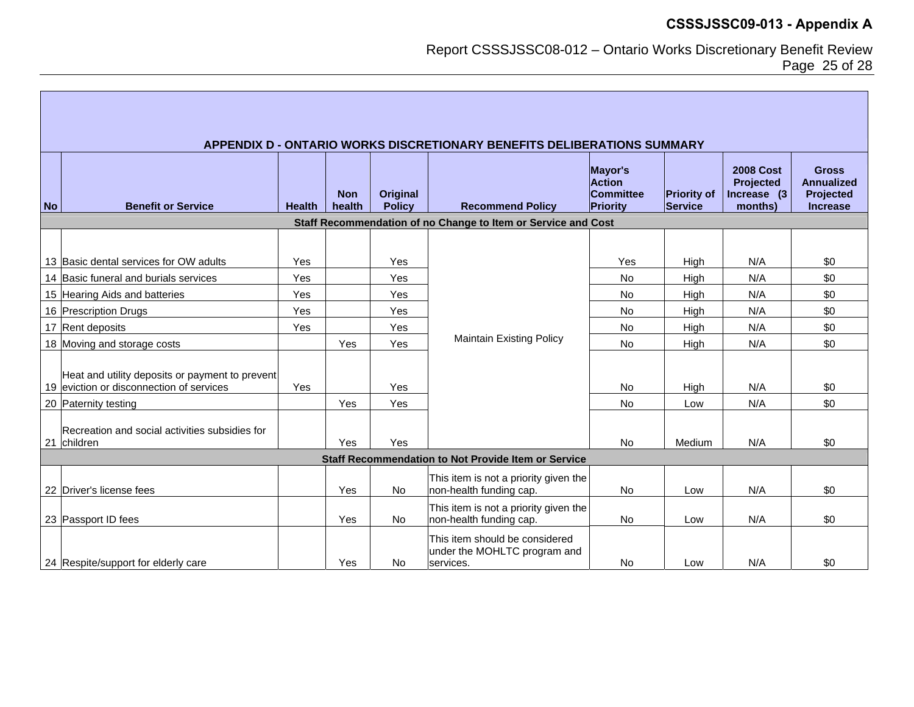**CSSSJSSC09-013 - Appendix A**

Report CSSSJSSC08-012 – Ontario Works Discretionary Benefit Review

## APPENDIX D - ONTARIO WORKS DISCRETIONARY BENEFITS DELIBERATIONS SUMMARY

| No | Benefit or Service | Health | Non health | Original Policy | Recommend Policy | Mayor's Action Committee Priority | Priority of Service | 2008 Cost Projected Increase (3 months) | Gross Annualized Projected Increase |
|---|---|---|---|---|---|---|---|---|---|
| **Staff Recommendation of no Change to Item or Service and Cost** | | | | | | | | | |
| 13 | Basic dental services for OW adults | Yes | | Yes | Maintain Existing Policy | Yes | High | N/A | $0 |
| 14 | Basic funeral and burials services | Yes | | Yes | | No | High | N/A | $0 |
| 15 | Hearing Aids and batteries | Yes | | Yes | | No | High | N/A | $0 |
| 16 | Prescription Drugs | Yes | | Yes | | No | High | N/A | $0 |
| 17 | Rent deposits | Yes | | Yes | | No | High | N/A | $0 |
| 18 | Moving and storage costs | | Yes | Yes | | No | High | N/A | $0 |
| 19 | Heat and utility deposits or payment to prevent eviction or disconnection of services | Yes | | Yes | | No | High | N/A | $0 |
| 20 | Paternity testing | | Yes | Yes | | No | Low | N/A | $0 |
| 21 | Recreation and social activities subsidies for children | | Yes | Yes | | No | Medium | N/A | $0 |
| **Staff Recommendation to Not Provide Item or Service** | | | | | | | | | |
| 22 | Driver's license fees | | Yes | No | This item is not a priority given the non-health funding cap. | No | Low | N/A | $0 |
| 23 | Passport ID fees | | Yes | No | This item is not a priority given the non-health funding cap. | No | Low | N/A | $0 |
| 24 | Respite/support for elderly care | | Yes | No | This item should be considered under the MOHLTC program and services. | No | Low | N/A | $0 |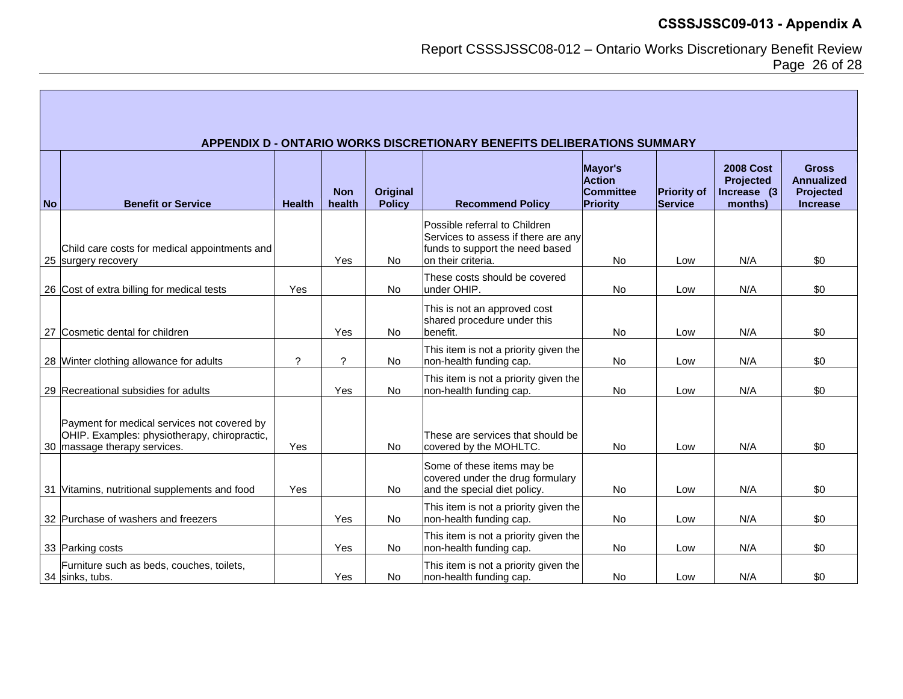| APPENDIX D - ONTARIO WORKS DISCRETIONARY BENEFITS DELIBERATIONS SUMMARY | | | | | | | | | |
|---|---|---|---|---|---|---|---|---|---|
| **No** | **Benefit or Service** | **Health** | **Non health** | **Original Policy** | **Recommend Policy** | **Mayor's Action Committee Priority** | **Priority of Service** | **2008 Cost Projected Increase (3 months)** | **Gross Annualized Projected Increase** |
| 25 | Child care costs for medical appointments and surgery recovery | | Yes | No | Possible referral to Children Services to assess if there are any funds to support the need based on their criteria. | No | Low | N/A | $0 |
| 26 | Cost of extra billing for medical tests | Yes | | No | These costs should be covered under OHIP. | No | Low | N/A | $0 |
| 27 | Cosmetic dental for children | | Yes | No | This is not an approved cost shared procedure under this benefit. | No | Low | N/A | $0 |
| 28 | Winter clothing allowance for adults | ? | ? | No | This item is not a priority given the non-health funding cap. | No | Low | N/A | $0 |
| 29 | Recreational subsidies for adults | | Yes | No | This item is not a priority given the non-health funding cap. | No | Low | N/A | $0 |
| 30 | Payment for medical services not covered by OHIP. Examples: physiotherapy, chiropractic, massage therapy services. | Yes | | No | These are services that should be covered by the MOHLTC. | No | Low | N/A | $0 |
| 31 | Vitamins, nutritional supplements and food | Yes | | No | Some of these items may be covered under the drug formulary and the special diet policy. | No | Low | N/A | $0 |
| 32 | Purchase of washers and freezers | | Yes | No | This item is not a priority given the non-health funding cap. | No | Low | N/A | $0 |
| 33 | Parking costs | | Yes | No | This item is not a priority given the non-health funding cap. | No | Low | N/A | $0 |
| 34 | Furniture such as beds, couches, toilets, sinks, tubs. | | Yes | No | This item is not a priority given the non-health funding cap. | No | Low | N/A | $0 |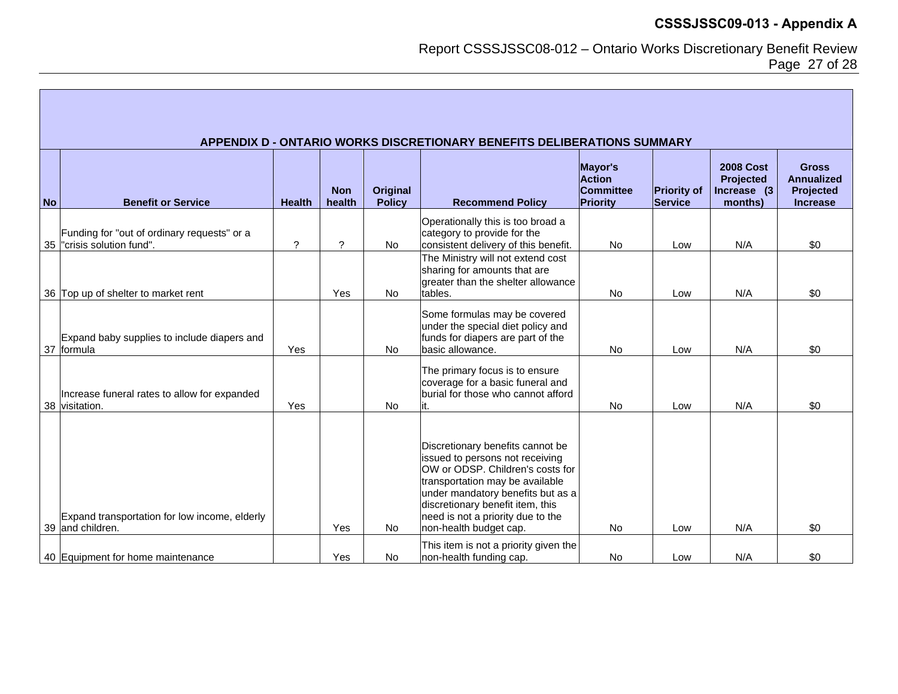## APPENDIX D - ONTARIO WORKS DISCRETIONARY BENEFITS DELIBERATIONS SUMMARY

| No | Benefit or Service | Health | Non health | Original Policy | Recommend Policy | Mayor's Action Committee Priority | Priority of Service | 2008 Cost Projected Increase (3 months) | Gross Annualized Projected Increase |
|---|---|---|---|---|---|---|---|---|---|
| 35 | Funding for "out of ordinary requests" or a "crisis solution fund". | ? | ? | No | Operationally this is too broad a category to provide for the consistent delivery of this benefit. | No | Low | N/A | $0 |
| 36 | Top up of shelter to market rent | | Yes | No | The Ministry will not extend cost sharing for amounts that are greater than the shelter allowance tables. | No | Low | N/A | $0 |
| 37 | Expand baby supplies to include diapers and formula | Yes | | No | Some formulas may be covered under the special diet policy and funds for diapers are part of the basic allowance. | No | Low | N/A | $0 |
| 38 | Increase funeral rates to allow for expanded visitation. | Yes | | No | The primary focus is to ensure coverage for a basic funeral and burial for those who cannot afford it. | No | Low | N/A | $0 |
| 39 | Expand transportation for low income, elderly and children. | | Yes | No | Discretionary benefits cannot be issued to persons not receiving OW or ODSP. Children's costs for transportation may be available under mandatory benefits but as a discretionary benefit item, this need is not a priority due to the non-health budget cap. | No | Low | N/A | $0 |
| 40 | Equipment for home maintenance | | Yes | No | This item is not a priority given the non-health funding cap. | No | Low | N/A | $0 |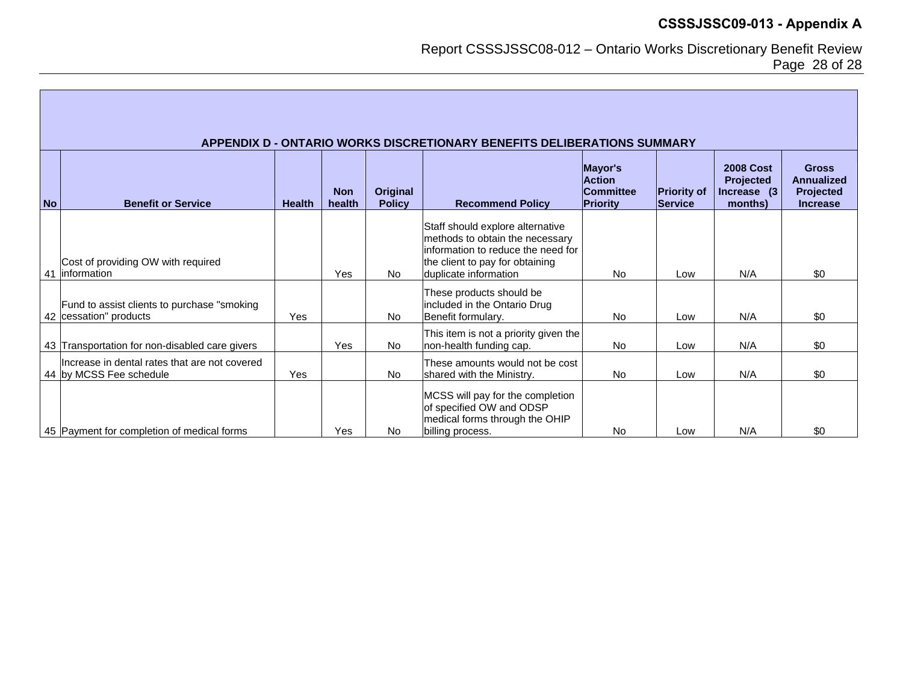| APPENDIX D - ONTARIO WORKS DISCRETIONARY BENEFITS DELIBERATIONS SUMMARY | | | | | | | | | |
|---|---|---|---|---|---|---|---|---|---|
| **No** | **Benefit or Service** | **Health** | **Non health** | **Original Policy** | **Recommend Policy** | **Mayor's Action Committee Priority** | **Priority of Service** | **2008 Cost Projected Increase (3 months)** | **Gross Annualized Projected Increase** |
| 41 | Cost of providing OW with required information | | Yes | No | Staff should explore alternative methods to obtain the necessary information to reduce the need for the client to pay for obtaining duplicate information | No | Low | N/A | $0 |
| 42 | Fund to assist clients to purchase "smoking cessation" products | Yes | | No | These products should be included in the Ontario Drug Benefit formulary. | No | Low | N/A | $0 |
| 43 | Transportation for non-disabled care givers | | Yes | No | This item is not a priority given the non-health funding cap. | No | Low | N/A | $0 |
| 44 | Increase in dental rates that are not covered by MCSS Fee schedule | Yes | | No | These amounts would not be cost shared with the Ministry. | No | Low | N/A | $0 |
| 45 | Payment for completion of medical forms | | Yes | No | MCSS will pay for the completion of specified OW and ODSP medical forms through the OHIP billing process. | No | Low | N/A | $0 |